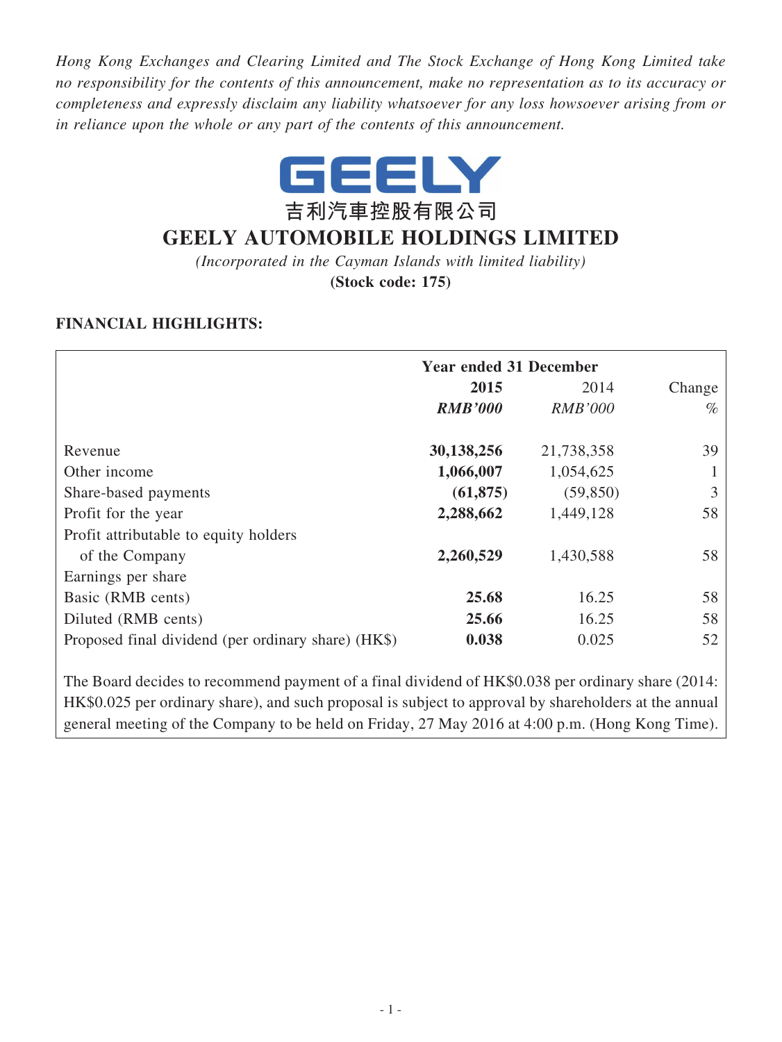*Hong Kong Exchanges and Clearing Limited and The Stock Exchange of Hong Kong Limited take no responsibility for the contents of this announcement, make no representation as to its accuracy or completeness and expressly disclaim any liability whatsoever for any loss howsoever arising from or in reliance upon the whole or any part of the contents of this announcement.*

GEELY

吉利汽車控股有限公司

# GEELY AUTOMOBILE HOLDINGS LIMITED

*(Incorporated in the Cayman Islands with limited liability)*

**(Stock code: 175)**

## FINANCIAL HIGHLIGHTS:

| | Year ended 31 December | | |
|---|---|---|---|
| | **2015** | 2014 | Change |
| | ***RMB'000*** | *RMB'000* | *%* |
| Revenue | **30,138,256** | 21,738,358 | 39 |
| Other income | **1,066,007** | 1,054,625 | 1 |
| Share-based payments | **(61,875)** | (59,850) | 3 |
| Profit for the year | **2,288,662** | 1,449,128 | 58 |
| Profit attributable to equity holders of the Company | **2,260,529** | 1,430,588 | 58 |
| Earnings per share | | | |
| Basic (RMB cents) | **25.68** | 16.25 | 58 |
| Diluted (RMB cents) | **25.66** | 16.25 | 58 |
| Proposed final dividend (per ordinary share) (HK$) | **0.038** | 0.025 | 52 |

The Board decides to recommend payment of a final dividend of HK$0.038 per ordinary share (2014: HK$0.025 per ordinary share), and such proposal is subject to approval by shareholders at the annual general meeting of the Company to be held on Friday, 27 May 2016 at 4:00 p.m. (Hong Kong Time).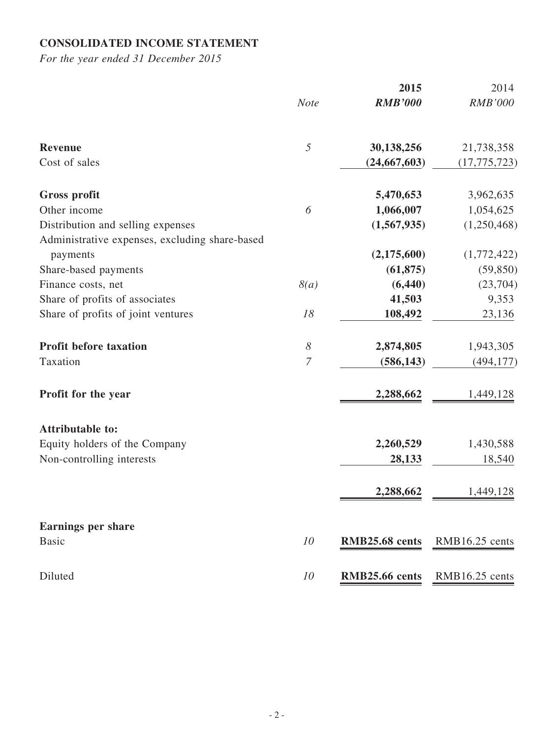## CONSOLIDATED INCOME STATEMENT

*For the year ended 31 December 2015*

| | *Note* | **2015** *RMB'000* | 2014 *RMB'000* |
|---|---|---|---|
| **Revenue** | *5* | **30,138,256** | 21,738,358 |
| Cost of sales | | **(24,667,603)** | (17,775,723) |
| **Gross profit** | | **5,470,653** | 3,962,635 |
| Other income | *6* | **1,066,007** | 1,054,625 |
| Distribution and selling expenses | | **(1,567,935)** | (1,250,468) |
| Administrative expenses, excluding share-based payments | | **(2,175,600)** | (1,772,422) |
| Share-based payments | | **(61,875)** | (59,850) |
| Finance costs, net | *8(a)* | **(6,440)** | (23,704) |
| Share of profits of associates | | **41,503** | 9,353 |
| Share of profits of joint ventures | *18* | **108,492** | 23,136 |
| **Profit before taxation** | *8* | **2,874,805** | 1,943,305 |
| Taxation | *7* | **(586,143)** | (494,177) |
| **Profit for the year** | | **2,288,662** | 1,449,128 |
| **Attributable to:** | | | |
| Equity holders of the Company | | **2,260,529** | 1,430,588 |
| Non-controlling interests | | **28,133** | 18,540 |
| | | **2,288,662** | 1,449,128 |
| **Earnings per share** | | | |
| Basic | *10* | **RMB25.68 cents** | RMB16.25 cents |
| Diluted | *10* | **RMB25.66 cents** | RMB16.25 cents |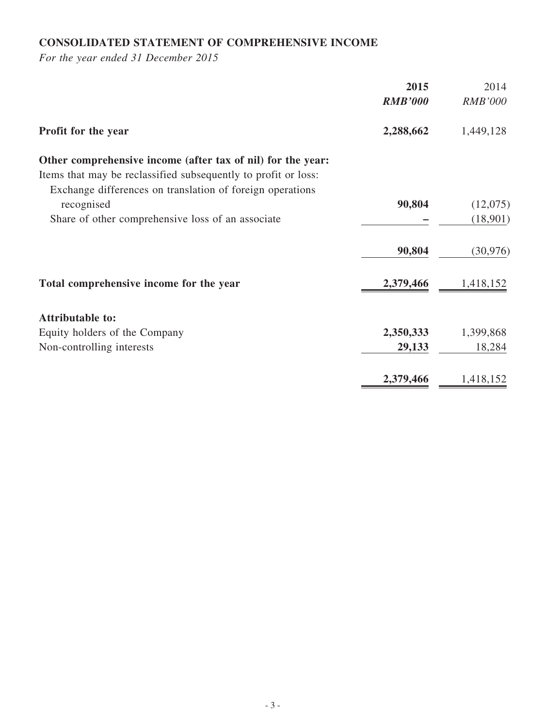## CONSOLIDATED STATEMENT OF COMPREHENSIVE INCOME

*For the year ended 31 December 2015*

| | **2015** | 2014 |
|---|---|---|
| | ***RMB'000*** | *RMB'000* |
| **Profit for the year** | **2,288,662** | 1,449,128 |
| **Other comprehensive income (after tax of nil) for the year:** | | |
| Items that may be reclassified subsequently to profit or loss: | | |
| Exchange differences on translation of foreign operations recognised | **90,804** | (12,075) |
| Share of other comprehensive loss of an associate | **–** | (18,901) |
| | **90,804** | (30,976) |
| **Total comprehensive income for the year** | **2,379,466** | 1,418,152 |
| **Attributable to:** | | |
| Equity holders of the Company | **2,350,333** | 1,399,868 |
| Non-controlling interests | **29,133** | 18,284 |
| | **2,379,466** | 1,418,152 |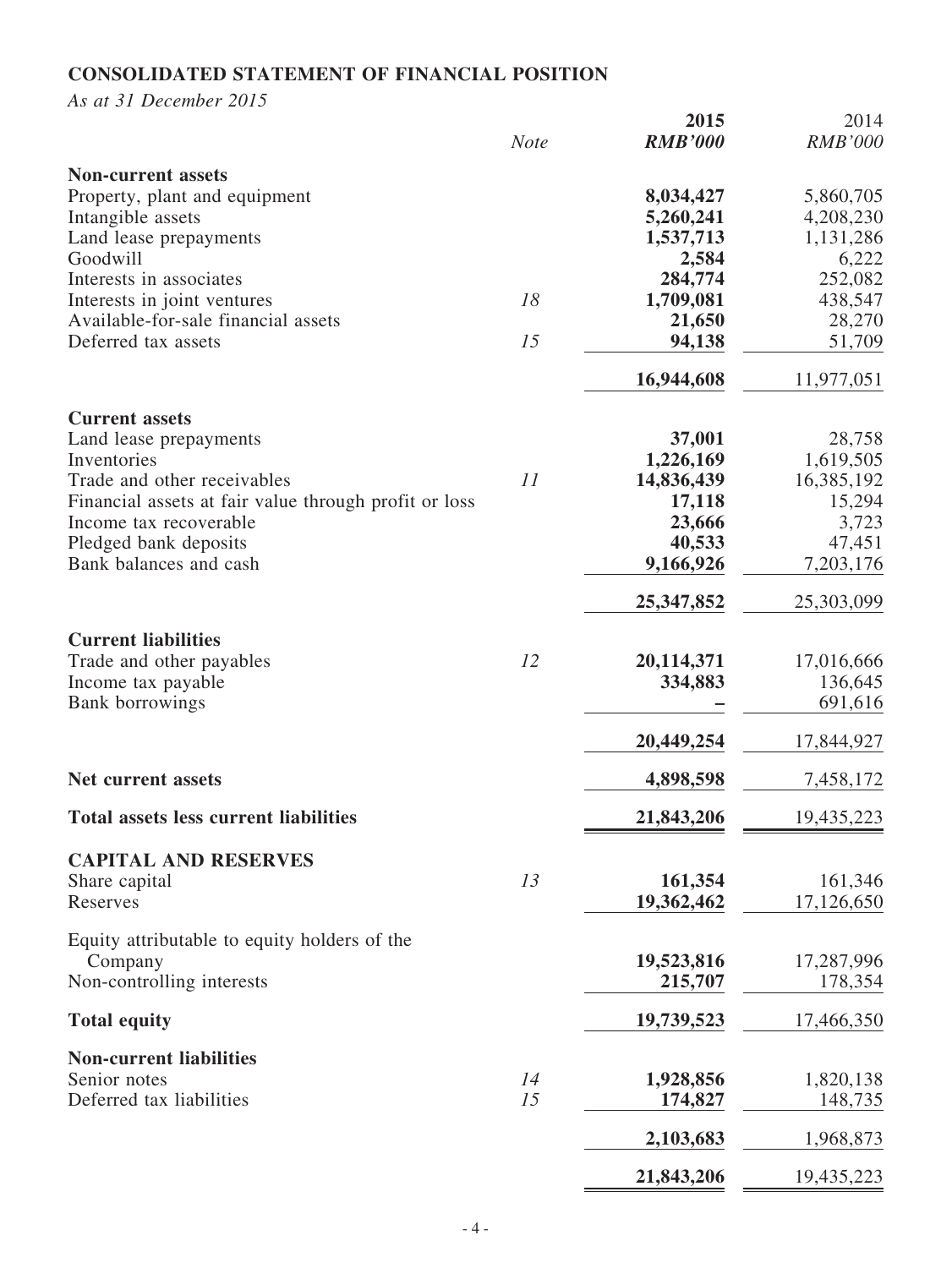## CONSOLIDATED STATEMENT OF FINANCIAL POSITION

*As at 31 December 2015*

| | *Note* | **2015** ***RMB'000*** | 2014 *RMB'000* |
|---|---|---|---|
| **Non-current assets** | | | |
| Property, plant and equipment | | **8,034,427** | 5,860,705 |
| Intangible assets | | **5,260,241** | 4,208,230 |
| Land lease prepayments | | **1,537,713** | 1,131,286 |
| Goodwill | | **2,584** | 6,222 |
| Interests in associates | | **284,774** | 252,082 |
| Interests in joint ventures | 18 | **1,709,081** | 438,547 |
| Available-for-sale financial assets | | **21,650** | 28,270 |
| Deferred tax assets | 15 | **94,138** | 51,709 |
| | | **16,944,608** | 11,977,051 |
| **Current assets** | | | |
| Land lease prepayments | | **37,001** | 28,758 |
| Inventories | | **1,226,169** | 1,619,505 |
| Trade and other receivables | 11 | **14,836,439** | 16,385,192 |
| Financial assets at fair value through profit or loss | | **17,118** | 15,294 |
| Income tax recoverable | | **23,666** | 3,723 |
| Pledged bank deposits | | **40,533** | 47,451 |
| Bank balances and cash | | **9,166,926** | 7,203,176 |
| | | **25,347,852** | 25,303,099 |
| **Current liabilities** | | | |
| Trade and other payables | 12 | **20,114,371** | 17,016,666 |
| Income tax payable | | **334,883** | 136,645 |
| Bank borrowings | | **–** | 691,616 |
| | | **20,449,254** | 17,844,927 |
| **Net current assets** | | **4,898,598** | 7,458,172 |
| **Total assets less current liabilities** | | **21,843,206** | 19,435,223 |
| **CAPITAL AND RESERVES** | | | |
| Share capital | 13 | **161,354** | 161,346 |
| Reserves | | **19,362,462** | 17,126,650 |
| Equity attributable to equity holders of the Company | | **19,523,816** | 17,287,996 |
| Non-controlling interests | | **215,707** | 178,354 |
| **Total equity** | | **19,739,523** | 17,466,350 |
| **Non-current liabilities** | | | |
| Senior notes | 14 | **1,928,856** | 1,820,138 |
| Deferred tax liabilities | 15 | **174,827** | 148,735 |
| | | **2,103,683** | 1,968,873 |
| | | **21,843,206** | 19,435,223 |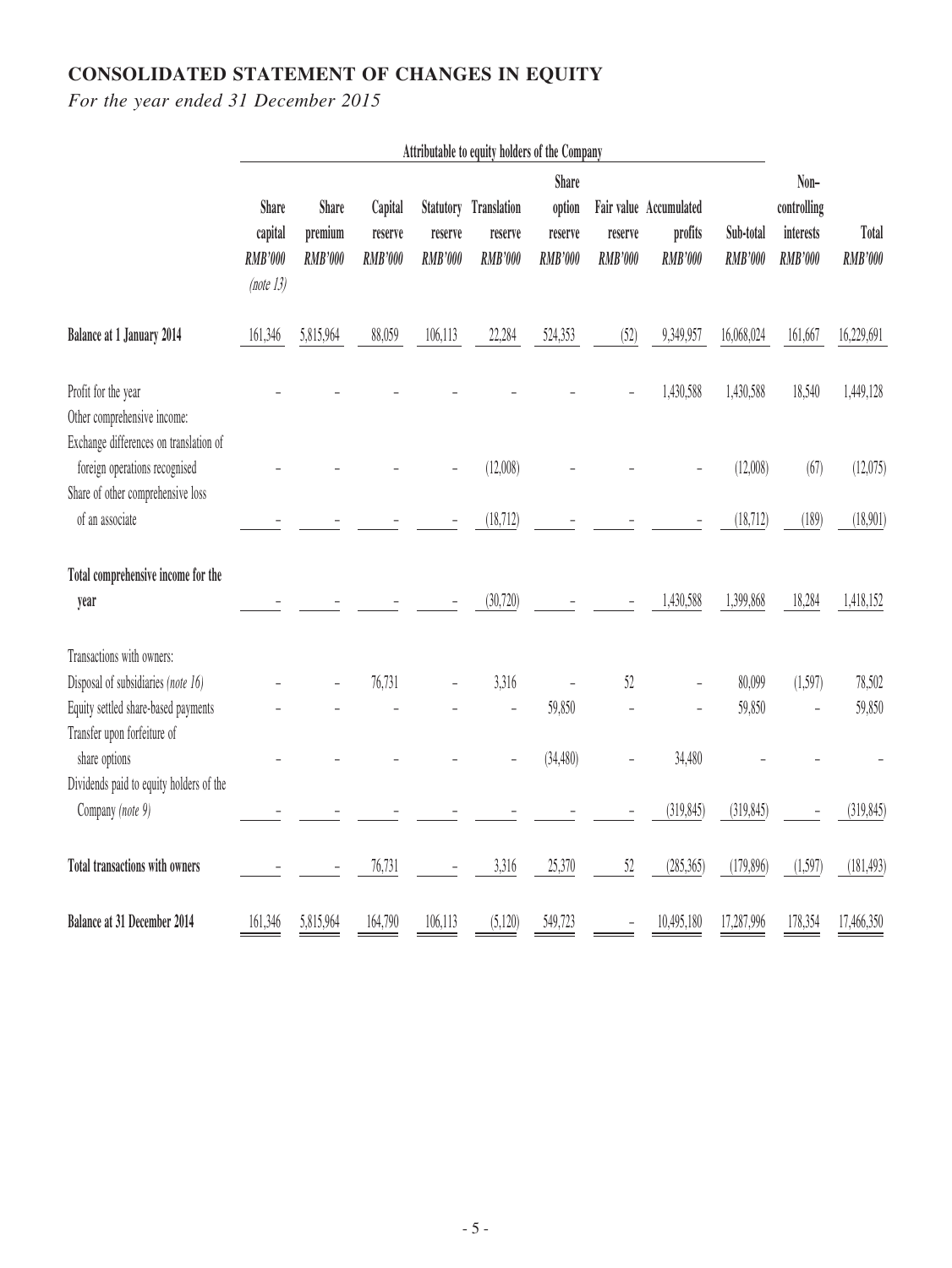# CONSOLIDATED STATEMENT OF CHANGES IN EQUITY

*For the year ended 31 December 2015*

| | Attributable to equity holders of the Company | | | | | | | | | | |
|---|---|---|---|---|---|---|---|---|---|---|---|
| | Share capital RMB'000 (note 13) | Share premium RMB'000 | Capital reserve RMB'000 | Statutory reserve RMB'000 | Translation reserve RMB'000 | Share option reserve RMB'000 | Fair value reserve RMB'000 | Accumulated profits RMB'000 | Sub-total RMB'000 | Non-controlling interests RMB'000 | Total RMB'000 |
| **Balance at 1 January 2014** | 161,346 | 5,815,964 | 88,059 | 106,113 | 22,284 | 524,353 | (52) | 9,349,957 | 16,068,024 | 161,667 | 16,229,691 |
| Profit for the year | – | – | – | – | – | – | – | 1,430,588 | 1,430,588 | 18,540 | 1,449,128 |
| Other comprehensive income: | | | | | | | | | | | |
| Exchange differences on translation of foreign operations recognised | – | – | – | – | (12,008) | – | – | – | (12,008) | (67) | (12,075) |
| Share of other comprehensive loss of an associate | – | – | – | – | (18,712) | – | – | – | (18,712) | (189) | (18,901) |
| **Total comprehensive income for the year** | – | – | – | – | (30,720) | – | – | 1,430,588 | 1,399,868 | 18,284 | 1,418,152 |
| Transactions with owners: | | | | | | | | | | | |
| Disposal of subsidiaries *(note 16)* | – | – | 76,731 | – | 3,316 | – | 52 | – | 80,099 | (1,597) | 78,502 |
| Equity settled share-based payments | – | – | – | – | – | 59,850 | – | – | 59,850 | – | 59,850 |
| Transfer upon forfeiture of share options | – | – | – | – | – | (34,480) | – | 34,480 | – | – | – |
| Dividends paid to equity holders of the Company *(note 9)* | – | – | – | – | – | – | – | (319,845) | (319,845) | – | (319,845) |
| **Total transactions with owners** | – | – | 76,731 | – | 3,316 | 25,370 | 52 | (285,365) | (179,896) | (1,597) | (181,493) |
| **Balance at 31 December 2014** | 161,346 | 5,815,964 | 164,790 | 106,113 | (5,120) | 549,723 | – | 10,495,180 | 17,287,996 | 178,354 | 17,466,350 |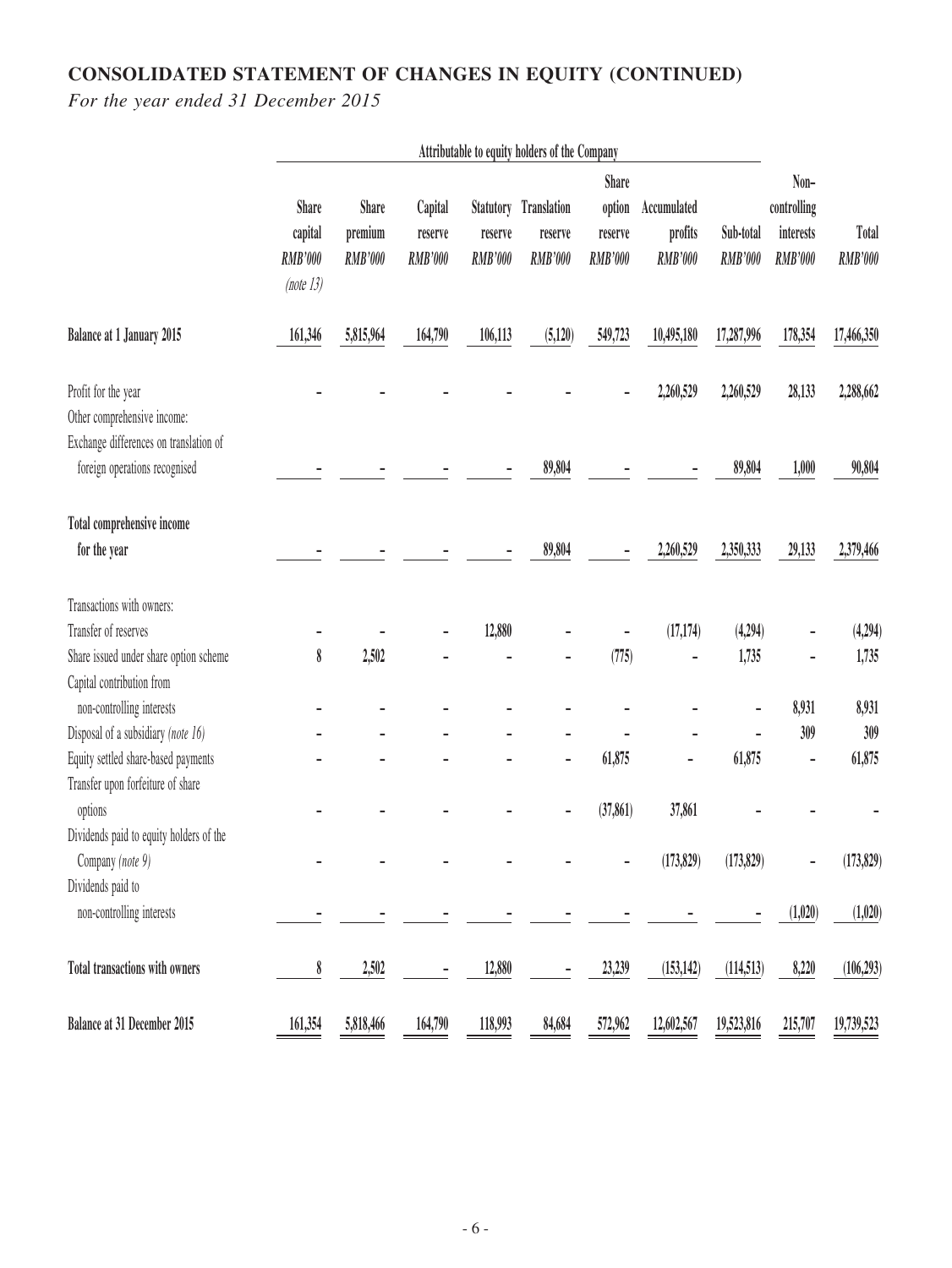# CONSOLIDATED STATEMENT OF CHANGES IN EQUITY (CONTINUED)

*For the year ended 31 December 2015*

| | Attributable to equity holders of the Company | | | | | | | | | |
|---|---|---|---|---|---|---|---|---|---|---|
| | Share capital *RMB'000* *(note 13)* | Share premium *RMB'000* | Capital reserve *RMB'000* | Statutory reserve *RMB'000* | Translation reserve *RMB'000* | Share option reserve *RMB'000* | Accumulated profits *RMB'000* | Sub-total *RMB'000* | Non-controlling interests *RMB'000* | Total *RMB'000* |
| **Balance at 1 January 2015** | 161,346 | 5,815,964 | 164,790 | 106,113 | (5,120) | 549,723 | 10,495,180 | 17,287,996 | 178,354 | 17,466,350 |
| Profit for the year | – | – | – | – | – | – | 2,260,529 | 2,260,529 | 28,133 | 2,288,662 |
| Other comprehensive income: | | | | | | | | | | |
| Exchange differences on translation of foreign operations recognised | – | – | – | – | 89,804 | – | – | 89,804 | 1,000 | 90,804 |
| **Total comprehensive income for the year** | – | – | – | – | 89,804 | – | 2,260,529 | 2,350,333 | 29,133 | 2,379,466 |
| Transactions with owners: | | | | | | | | | | |
| Transfer of reserves | – | – | – | 12,880 | – | – | (17,174) | (4,294) | – | (4,294) |
| Share issued under share option scheme | 8 | 2,502 | – | – | – | (775) | – | 1,735 | – | 1,735 |
| Capital contribution from non-controlling interests | – | – | – | – | – | – | – | – | 8,931 | 8,931 |
| Disposal of a subsidiary *(note 16)* | – | – | – | – | – | – | – | – | 309 | 309 |
| Equity settled share-based payments | – | – | – | – | – | 61,875 | – | 61,875 | – | 61,875 |
| Transfer upon forfeiture of share options | – | – | – | – | – | (37,861) | 37,861 | – | – | – |
| Dividends paid to equity holders of the Company *(note 9)* | – | – | – | – | – | – | (173,829) | (173,829) | – | (173,829) |
| Dividends paid to non-controlling interests | – | – | – | – | – | – | – | – | (1,020) | (1,020) |
| **Total transactions with owners** | 8 | 2,502 | – | 12,880 | – | 23,239 | (153,142) | (114,513) | 8,220 | (106,293) |
| **Balance at 31 December 2015** | 161,354 | 5,818,466 | 164,790 | 118,993 | 84,684 | 572,962 | 12,602,567 | 19,523,816 | 215,707 | 19,739,523 |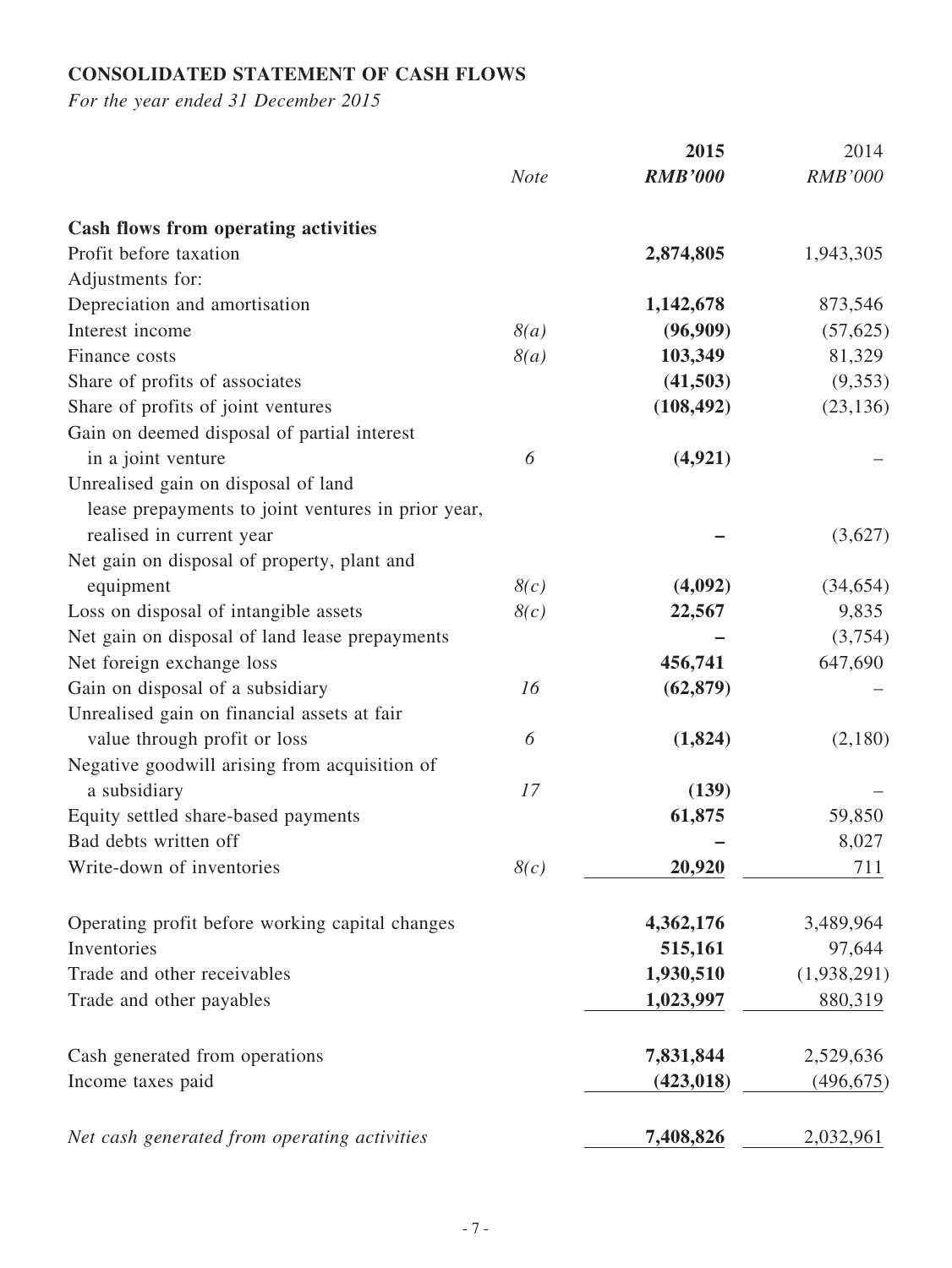**CONSOLIDATED STATEMENT OF CASH FLOWS**

*For the year ended 31 December 2015*

| | *Note* | **2015** **RMB'000** | 2014 *RMB'000* |
|---|---|---|---|
| **Cash flows from operating activities** | | | |
| Profit before taxation | | **2,874,805** | 1,943,305 |
| Adjustments for: | | | |
| Depreciation and amortisation | | **1,142,678** | 873,546 |
| Interest income | *8(a)* | **(96,909)** | (57,625) |
| Finance costs | *8(a)* | **103,349** | 81,329 |
| Share of profits of associates | | **(41,503)** | (9,353) |
| Share of profits of joint ventures | | **(108,492)** | (23,136) |
| Gain on deemed disposal of partial interest in a joint venture | *6* | **(4,921)** | – |
| Unrealised gain on disposal of land lease prepayments to joint ventures in prior year, realised in current year | | **–** | (3,627) |
| Net gain on disposal of property, plant and equipment | *8(c)* | **(4,092)** | (34,654) |
| Loss on disposal of intangible assets | *8(c)* | **22,567** | 9,835 |
| Net gain on disposal of land lease prepayments | | **–** | (3,754) |
| Net foreign exchange loss | | **456,741** | 647,690 |
| Gain on disposal of a subsidiary | *16* | **(62,879)** | – |
| Unrealised gain on financial assets at fair value through profit or loss | *6* | **(1,824)** | (2,180) |
| Negative goodwill arising from acquisition of a subsidiary | *17* | **(139)** | – |
| Equity settled share-based payments | | **61,875** | 59,850 |
| Bad debts written off | | **–** | 8,027 |
| Write-down of inventories | *8(c)* | **20,920** | 711 |
| Operating profit before working capital changes | | **4,362,176** | 3,489,964 |
| Inventories | | **515,161** | 97,644 |
| Trade and other receivables | | **1,930,510** | (1,938,291) |
| Trade and other payables | | **1,023,997** | 880,319 |
| Cash generated from operations | | **7,831,844** | 2,529,636 |
| Income taxes paid | | **(423,018)** | (496,675) |
| *Net cash generated from operating activities* | | **7,408,826** | 2,032,961 |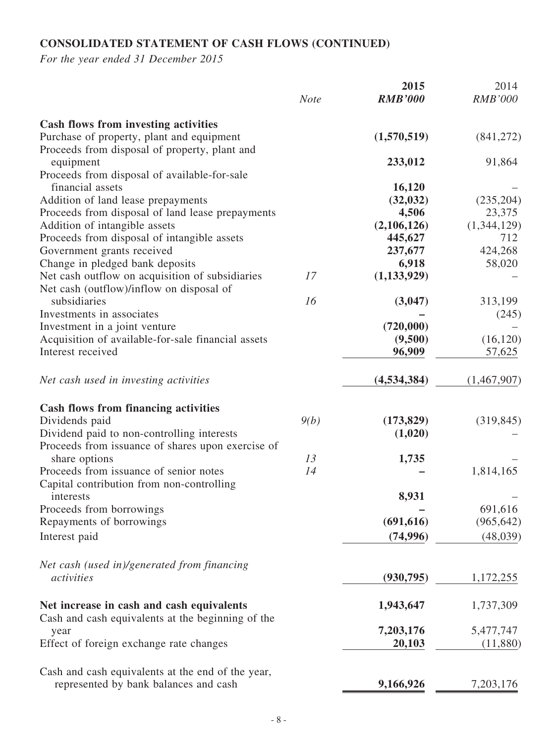## CONSOLIDATED STATEMENT OF CASH FLOWS (CONTINUED)

*For the year ended 31 December 2015*

| | *Note* | **2015** *RMB'000* | 2014 *RMB'000* |
|---|---|---|---|
| **Cash flows from investing activities** | | | |
| Purchase of property, plant and equipment | | **(1,570,519)** | (841,272) |
| Proceeds from disposal of property, plant and equipment | | **233,012** | 91,864 |
| Proceeds from disposal of available-for-sale financial assets | | **16,120** | – |
| Addition of land lease prepayments | | **(32,032)** | (235,204) |
| Proceeds from disposal of land lease prepayments | | **4,506** | 23,375 |
| Addition of intangible assets | | **(2,106,126)** | (1,344,129) |
| Proceeds from disposal of intangible assets | | **445,627** | 712 |
| Government grants received | | **237,677** | 424,268 |
| Change in pledged bank deposits | | **6,918** | 58,020 |
| Net cash outflow on acquisition of subsidiaries | 17 | **(1,133,929)** | – |
| Net cash (outflow)/inflow on disposal of subsidiaries | 16 | **(3,047)** | 313,199 |
| Investments in associates | | **–** | (245) |
| Investment in a joint venture | | **(720,000)** | – |
| Acquisition of available-for-sale financial assets | | **(9,500)** | (16,120) |
| Interest received | | **96,909** | 57,625 |
| *Net cash used in investing activities* | | **(4,534,384)** | (1,467,907) |
| **Cash flows from financing activities** | | | |
| Dividends paid | 9(b) | **(173,829)** | (319,845) |
| Dividend paid to non-controlling interests | | **(1,020)** | – |
| Proceeds from issuance of shares upon exercise of share options | 13 | **1,735** | – |
| Proceeds from issuance of senior notes | 14 | **–** | 1,814,165 |
| Capital contribution from non-controlling interests | | **8,931** | – |
| Proceeds from borrowings | | **–** | 691,616 |
| Repayments of borrowings | | **(691,616)** | (965,642) |
| Interest paid | | **(74,996)** | (48,039) |
| *Net cash (used in)/generated from financing activities* | | **(930,795)** | 1,172,255 |
| **Net increase in cash and cash equivalents** | | **1,943,647** | 1,737,309 |
| Cash and cash equivalents at the beginning of the year | | **7,203,176** | 5,477,747 |
| Effect of foreign exchange rate changes | | **20,103** | (11,880) |
| Cash and cash equivalents at the end of the year, represented by bank balances and cash | | **9,166,926** | 7,203,176 |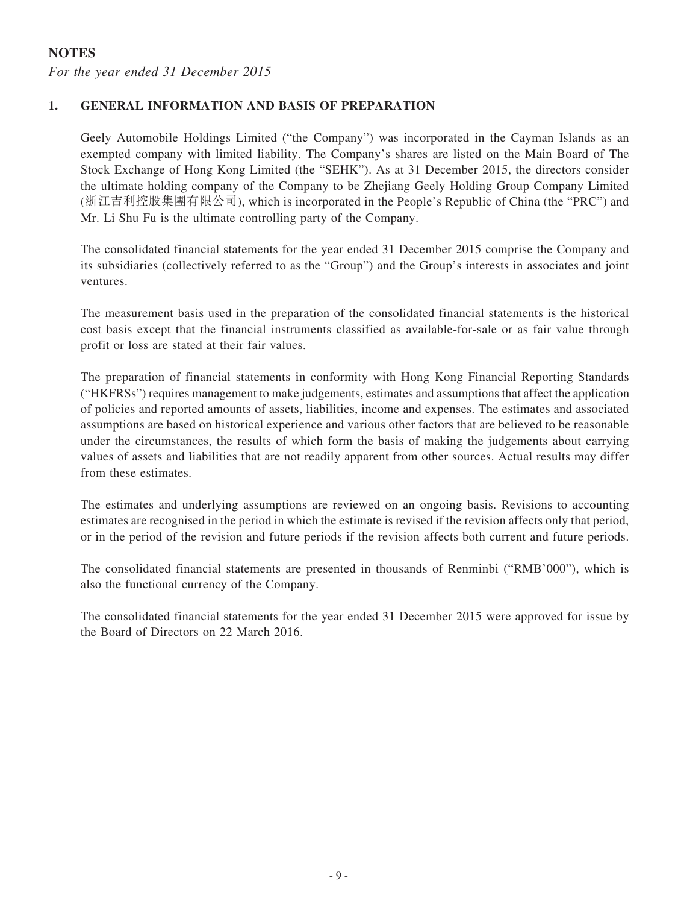## NOTES

*For the year ended 31 December 2015*

### 1. GENERAL INFORMATION AND BASIS OF PREPARATION

Geely Automobile Holdings Limited ("the Company") was incorporated in the Cayman Islands as an exempted company with limited liability. The Company's shares are listed on the Main Board of The Stock Exchange of Hong Kong Limited (the "SEHK"). As at 31 December 2015, the directors consider the ultimate holding company of the Company to be Zhejiang Geely Holding Group Company Limited (浙江吉利控股集團有限公司), which is incorporated in the People's Republic of China (the "PRC") and Mr. Li Shu Fu is the ultimate controlling party of the Company.

The consolidated financial statements for the year ended 31 December 2015 comprise the Company and its subsidiaries (collectively referred to as the "Group") and the Group's interests in associates and joint ventures.

The measurement basis used in the preparation of the consolidated financial statements is the historical cost basis except that the financial instruments classified as available-for-sale or as fair value through profit or loss are stated at their fair values.

The preparation of financial statements in conformity with Hong Kong Financial Reporting Standards ("HKFRSs") requires management to make judgements, estimates and assumptions that affect the application of policies and reported amounts of assets, liabilities, income and expenses. The estimates and associated assumptions are based on historical experience and various other factors that are believed to be reasonable under the circumstances, the results of which form the basis of making the judgements about carrying values of assets and liabilities that are not readily apparent from other sources. Actual results may differ from these estimates.

The estimates and underlying assumptions are reviewed on an ongoing basis. Revisions to accounting estimates are recognised in the period in which the estimate is revised if the revision affects only that period, or in the period of the revision and future periods if the revision affects both current and future periods.

The consolidated financial statements are presented in thousands of Renminbi ("RMB'000"), which is also the functional currency of the Company.

The consolidated financial statements for the year ended 31 December 2015 were approved for issue by the Board of Directors on 22 March 2016.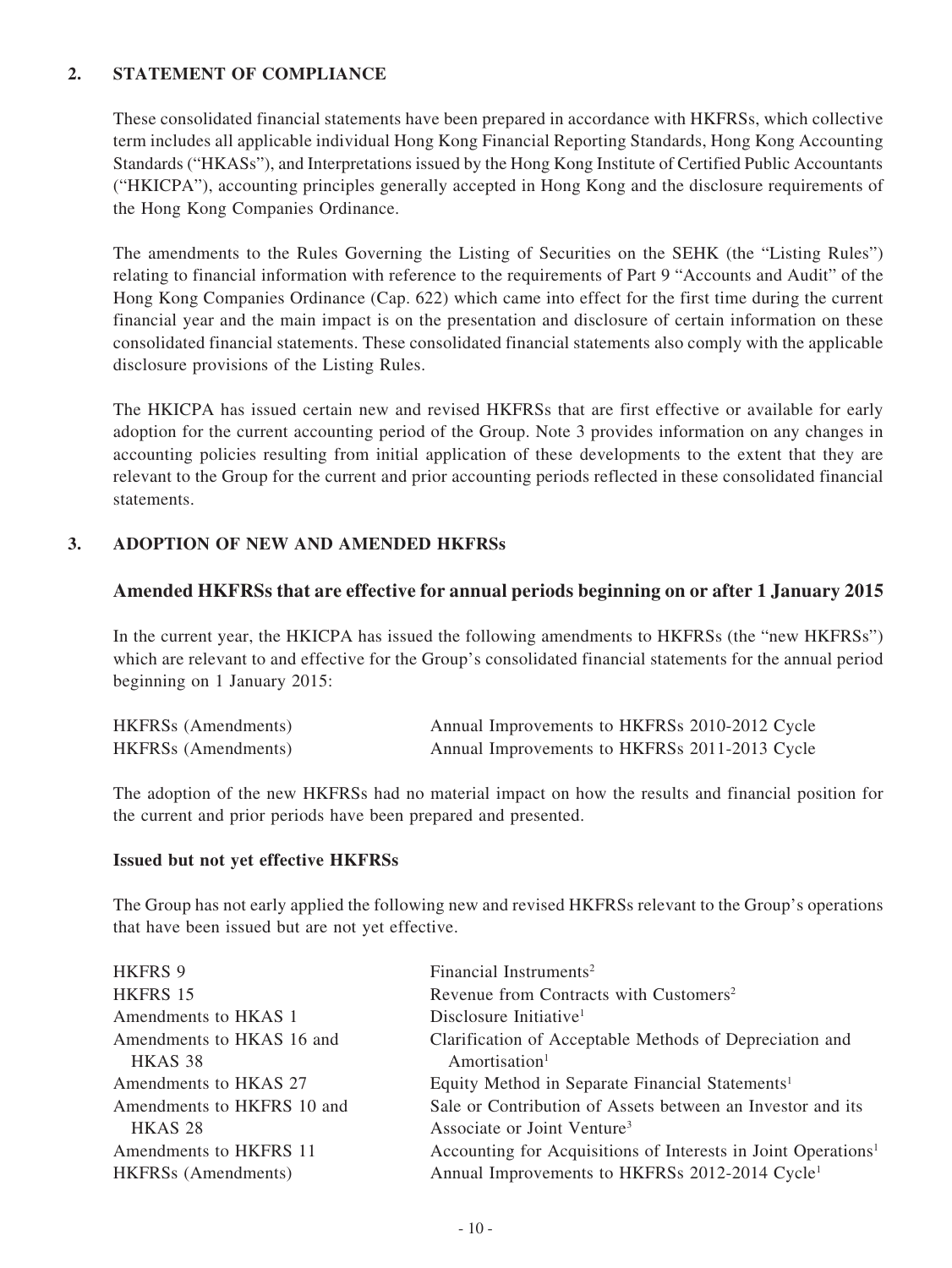## 2. STATEMENT OF COMPLIANCE

These consolidated financial statements have been prepared in accordance with HKFRSs, which collective term includes all applicable individual Hong Kong Financial Reporting Standards, Hong Kong Accounting Standards ("HKASs"), and Interpretations issued by the Hong Kong Institute of Certified Public Accountants ("HKICPA"), accounting principles generally accepted in Hong Kong and the disclosure requirements of the Hong Kong Companies Ordinance.

The amendments to the Rules Governing the Listing of Securities on the SEHK (the "Listing Rules") relating to financial information with reference to the requirements of Part 9 "Accounts and Audit" of the Hong Kong Companies Ordinance (Cap. 622) which came into effect for the first time during the current financial year and the main impact is on the presentation and disclosure of certain information on these consolidated financial statements. These consolidated financial statements also comply with the applicable disclosure provisions of the Listing Rules.

The HKICPA has issued certain new and revised HKFRSs that are first effective or available for early adoption for the current accounting period of the Group. Note 3 provides information on any changes in accounting policies resulting from initial application of these developments to the extent that they are relevant to the Group for the current and prior accounting periods reflected in these consolidated financial statements.

## 3. ADOPTION OF NEW AND AMENDED HKFRSs

### Amended HKFRSs that are effective for annual periods beginning on or after 1 January 2015

In the current year, the HKICPA has issued the following amendments to HKFRSs (the "new HKFRSs") which are relevant to and effective for the Group's consolidated financial statements for the annual period beginning on 1 January 2015:

| | |
|---|---|
| HKFRSs (Amendments) | Annual Improvements to HKFRSs 2010-2012 Cycle |
| HKFRSs (Amendments) | Annual Improvements to HKFRSs 2011-2013 Cycle |

The adoption of the new HKFRSs had no material impact on how the results and financial position for the current and prior periods have been prepared and presented.

**Issued but not yet effective HKFRSs**

The Group has not early applied the following new and revised HKFRSs relevant to the Group's operations that have been issued but are not yet effective.

| | |
|---|---|
| HKFRS 9 | Financial Instruments[2] |
| HKFRS 15 | Revenue from Contracts with Customers[2] |
| Amendments to HKAS 1 | Disclosure Initiative[1] |
| Amendments to HKAS 16 and HKAS 38 | Clarification of Acceptable Methods of Depreciation and Amortisation[1] |
| Amendments to HKAS 27 | Equity Method in Separate Financial Statements[1] |
| Amendments to HKFRS 10 and HKAS 28 | Sale or Contribution of Assets between an Investor and its Associate or Joint Venture[3] |
| Amendments to HKFRS 11 | Accounting for Acquisitions of Interests in Joint Operations[1] |
| HKFRSs (Amendments) | Annual Improvements to HKFRSs 2012-2014 Cycle[1] |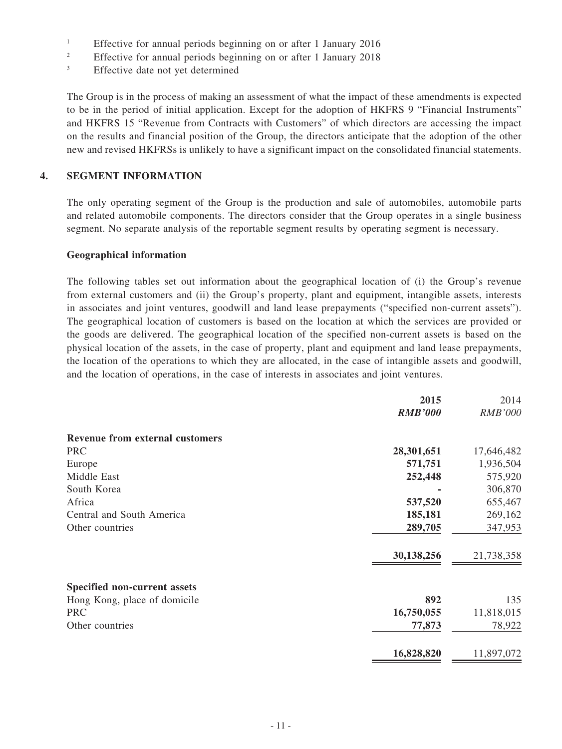[1] Effective for annual periods beginning on or after 1 January 2016

[2] Effective for annual periods beginning on or after 1 January 2018

[3] Effective date not yet determined

The Group is in the process of making an assessment of what the impact of these amendments is expected to be in the period of initial application. Except for the adoption of HKFRS 9 "Financial Instruments" and HKFRS 15 "Revenue from Contracts with Customers" of which directors are accessing the impact on the results and financial position of the Group, the directors anticipate that the adoption of the other new and revised HKFRSs is unlikely to have a significant impact on the consolidated financial statements.

## 4. SEGMENT INFORMATION

The only operating segment of the Group is the production and sale of automobiles, automobile parts and related automobile components. The directors consider that the Group operates in a single business segment. No separate analysis of the reportable segment results by operating segment is necessary.

### Geographical information

The following tables set out information about the geographical location of (i) the Group's revenue from external customers and (ii) the Group's property, plant and equipment, intangible assets, interests in associates and joint ventures, goodwill and land lease prepayments ("specified non-current assets"). The geographical location of customers is based on the location at which the services are provided or the goods are delivered. The geographical location of the specified non-current assets is based on the physical location of the assets, in the case of property, plant and equipment and land lease prepayments, the location of the operations to which they are allocated, in the case of intangible assets and goodwill, and the location of operations, in the case of interests in associates and joint ventures.

| | **2015** | 2014 |
|---|---|---|
| | ***RMB'000*** | *RMB'000* |
| **Revenue from external customers** | | |
| PRC | **28,301,651** | 17,646,482 |
| Europe | **571,751** | 1,936,504 |
| Middle East | **252,448** | 575,920 |
| South Korea | **-** | 306,870 |
| Africa | **537,520** | 655,467 |
| Central and South America | **185,181** | 269,162 |
| Other countries | **289,705** | 347,953 |
| | **30,138,256** | 21,738,358 |
| **Specified non-current assets** | | |
| Hong Kong, place of domicile | **892** | 135 |
| PRC | **16,750,055** | 11,818,015 |
| Other countries | **77,873** | 78,922 |
| | **16,828,820** | 11,897,072 |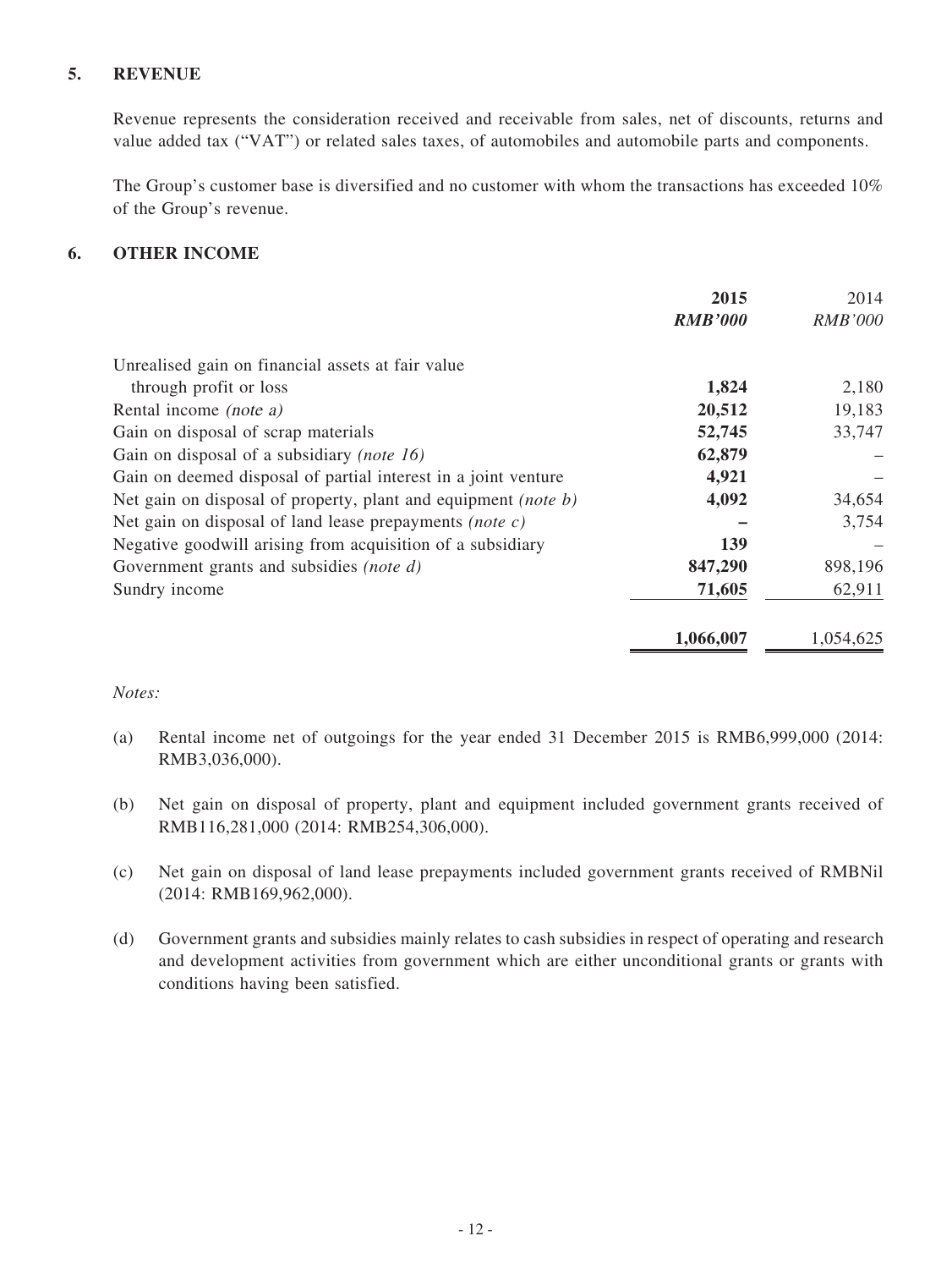## 5. REVENUE

Revenue represents the consideration received and receivable from sales, net of discounts, returns and value added tax ("VAT") or related sales taxes, of automobiles and automobile parts and components.

The Group's customer base is diversified and no customer with whom the transactions has exceeded 10% of the Group's revenue.

## 6. OTHER INCOME

| | **2015** | 2014 |
|---|---|---|
| | ***RMB'000*** | *RMB'000* |
| Unrealised gain on financial assets at fair value through profit or loss | **1,824** | 2,180 |
| Rental income *(note a)* | **20,512** | 19,183 |
| Gain on disposal of scrap materials | **52,745** | 33,747 |
| Gain on disposal of a subsidiary *(note 16)* | **62,879** | – |
| Gain on deemed disposal of partial interest in a joint venture | **4,921** | – |
| Net gain on disposal of property, plant and equipment *(note b)* | **4,092** | 34,654 |
| Net gain on disposal of land lease prepayments *(note c)* | **–** | 3,754 |
| Negative goodwill arising from acquisition of a subsidiary | **139** | – |
| Government grants and subsidies *(note d)* | **847,290** | 898,196 |
| Sundry income | **71,605** | 62,911 |
| | **1,066,007** | 1,054,625 |

*Notes:*

(a) Rental income net of outgoings for the year ended 31 December 2015 is RMB6,999,000 (2014: RMB3,036,000).

(b) Net gain on disposal of property, plant and equipment included government grants received of RMB116,281,000 (2014: RMB254,306,000).

(c) Net gain on disposal of land lease prepayments included government grants received of RMBNil (2014: RMB169,962,000).

(d) Government grants and subsidies mainly relates to cash subsidies in respect of operating and research and development activities from government which are either unconditional grants or grants with conditions having been satisfied.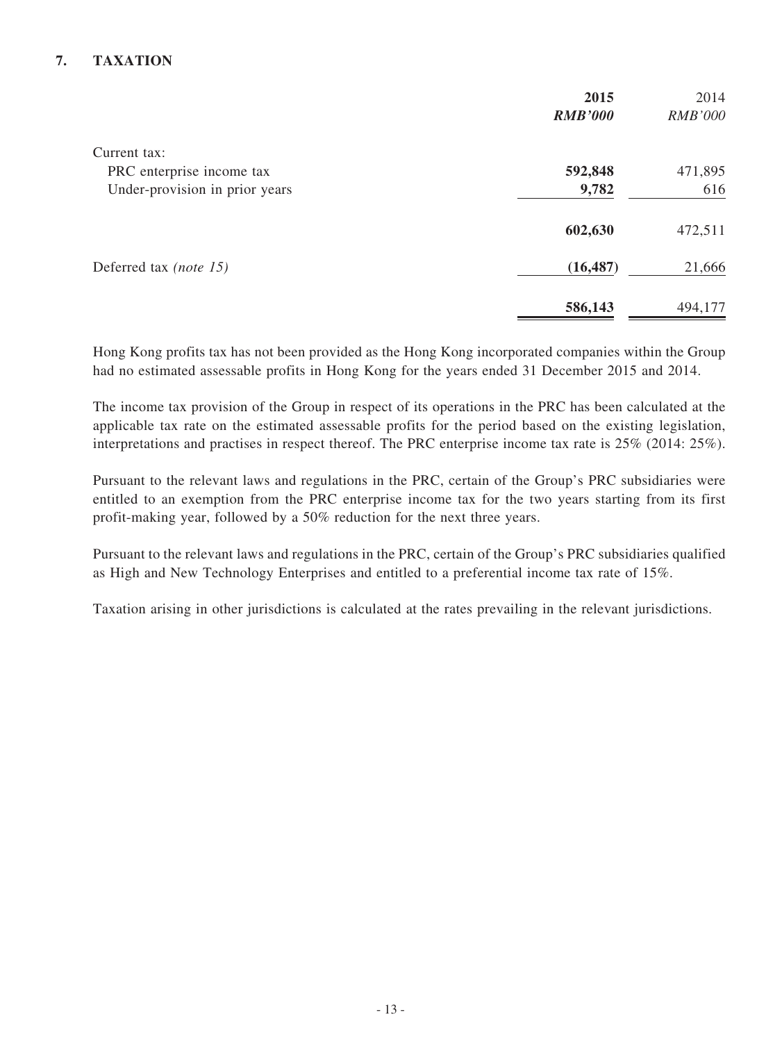## 7. TAXATION

| | **2015** | 2014 |
|---|---|---|
| | ***RMB'000*** | *RMB'000* |
| Current tax: | | |
| PRC enterprise income tax | **592,848** | 471,895 |
| Under-provision in prior years | **9,782** | 616 |
| | **602,630** | 472,511 |
| Deferred tax *(note 15)* | **(16,487)** | 21,666 |
| | **586,143** | 494,177 |

Hong Kong profits tax has not been provided as the Hong Kong incorporated companies within the Group had no estimated assessable profits in Hong Kong for the years ended 31 December 2015 and 2014.

The income tax provision of the Group in respect of its operations in the PRC has been calculated at the applicable tax rate on the estimated assessable profits for the period based on the existing legislation, interpretations and practises in respect thereof. The PRC enterprise income tax rate is 25% (2014: 25%).

Pursuant to the relevant laws and regulations in the PRC, certain of the Group's PRC subsidiaries were entitled to an exemption from the PRC enterprise income tax for the two years starting from its first profit-making year, followed by a 50% reduction for the next three years.

Pursuant to the relevant laws and regulations in the PRC, certain of the Group's PRC subsidiaries qualified as High and New Technology Enterprises and entitled to a preferential income tax rate of 15%.

Taxation arising in other jurisdictions is calculated at the rates prevailing in the relevant jurisdictions.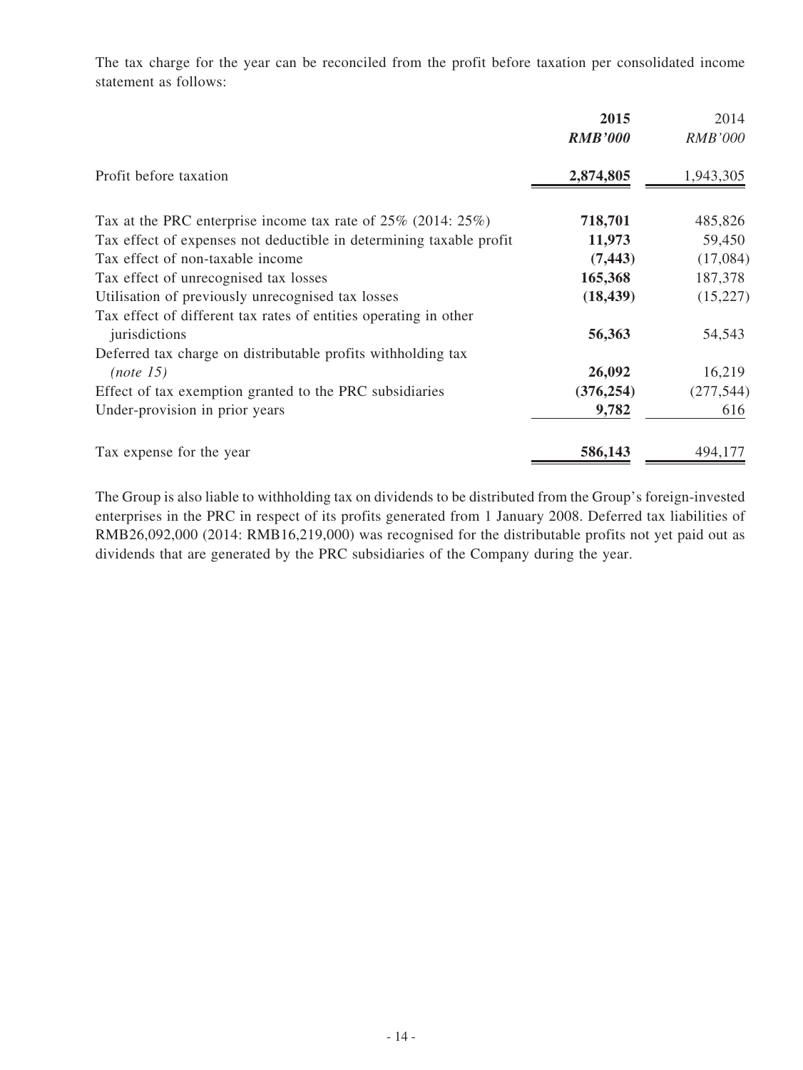The tax charge for the year can be reconciled from the profit before taxation per consolidated income statement as follows:

| | **2015** | 2014 |
|---|---|---|
| | ***RMB'000*** | *RMB'000* |
| Profit before taxation | **2,874,805** | 1,943,305 |
| Tax at the PRC enterprise income tax rate of 25% (2014: 25%) | **718,701** | 485,826 |
| Tax effect of expenses not deductible in determining taxable profit | **11,973** | 59,450 |
| Tax effect of non-taxable income | **(7,443)** | (17,084) |
| Tax effect of unrecognised tax losses | **165,368** | 187,378 |
| Utilisation of previously unrecognised tax losses | **(18,439)** | (15,227) |
| Tax effect of different tax rates of entities operating in other jurisdictions | **56,363** | 54,543 |
| Deferred tax charge on distributable profits withholding tax *(note 15)* | **26,092** | 16,219 |
| Effect of tax exemption granted to the PRC subsidiaries | **(376,254)** | (277,544) |
| Under-provision in prior years | **9,782** | 616 |
| Tax expense for the year | **586,143** | 494,177 |

The Group is also liable to withholding tax on dividends to be distributed from the Group's foreign-invested enterprises in the PRC in respect of its profits generated from 1 January 2008. Deferred tax liabilities of RMB26,092,000 (2014: RMB16,219,000) was recognised for the distributable profits not yet paid out as dividends that are generated by the PRC subsidiaries of the Company during the year.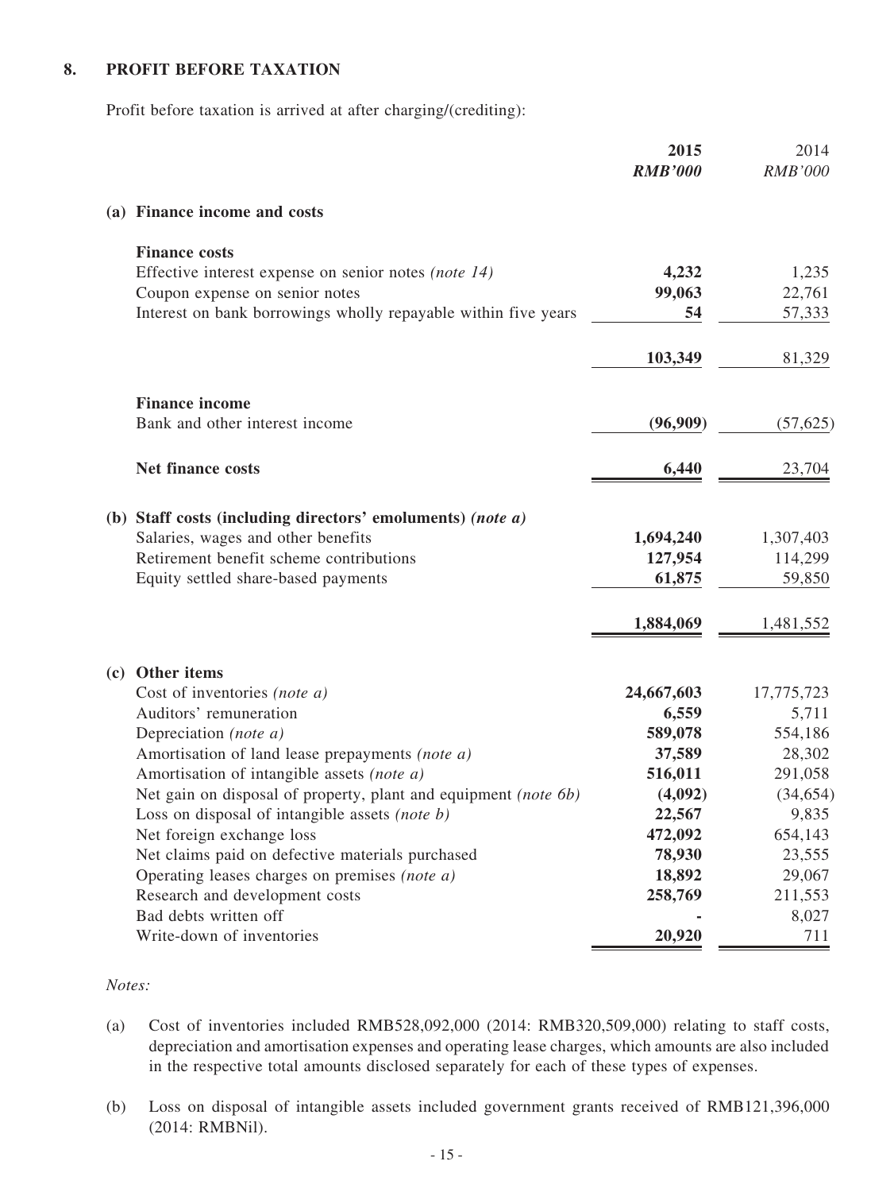## 8. PROFIT BEFORE TAXATION

Profit before taxation is arrived at after charging/(crediting):

| | 2015 | 2014 |
|---|---|---|
| | *RMB'000* | *RMB'000* |
| **(a) Finance income and costs** | | |
| **Finance costs** | | |
| Effective interest expense on senior notes *(note 14)* | **4,232** | 1,235 |
| Coupon expense on senior notes | **99,063** | 22,761 |
| Interest on bank borrowings wholly repayable within five years | **54** | 57,333 |
| | **103,349** | 81,329 |
| **Finance income** | | |
| Bank and other interest income | **(96,909)** | (57,625) |
| **Net finance costs** | **6,440** | 23,704 |
| **(b) Staff costs (including directors' emoluments)** ***(note a)*** | | |
| Salaries, wages and other benefits | **1,694,240** | 1,307,403 |
| Retirement benefit scheme contributions | **127,954** | 114,299 |
| Equity settled share-based payments | **61,875** | 59,850 |
| | **1,884,069** | 1,481,552 |
| **(c) Other items** | | |
| Cost of inventories *(note a)* | **24,667,603** | 17,775,723 |
| Auditors' remuneration | **6,559** | 5,711 |
| Depreciation *(note a)* | **589,078** | 554,186 |
| Amortisation of land lease prepayments *(note a)* | **37,589** | 28,302 |
| Amortisation of intangible assets *(note a)* | **516,011** | 291,058 |
| Net gain on disposal of property, plant and equipment *(note 6b)* | **(4,092)** | (34,654) |
| Loss on disposal of intangible assets *(note b)* | **22,567** | 9,835 |
| Net foreign exchange loss | **472,092** | 654,143 |
| Net claims paid on defective materials purchased | **78,930** | 23,555 |
| Operating leases charges on premises *(note a)* | **18,892** | 29,067 |
| Research and development costs | **258,769** | 211,553 |
| Bad debts written off | **-** | 8,027 |
| Write-down of inventories | **20,920** | 711 |

*Notes:*

(a) Cost of inventories included RMB528,092,000 (2014: RMB320,509,000) relating to staff costs, depreciation and amortisation expenses and operating lease charges, which amounts are also included in the respective total amounts disclosed separately for each of these types of expenses.

(b) Loss on disposal of intangible assets included government grants received of RMB121,396,000 (2014: RMBNil).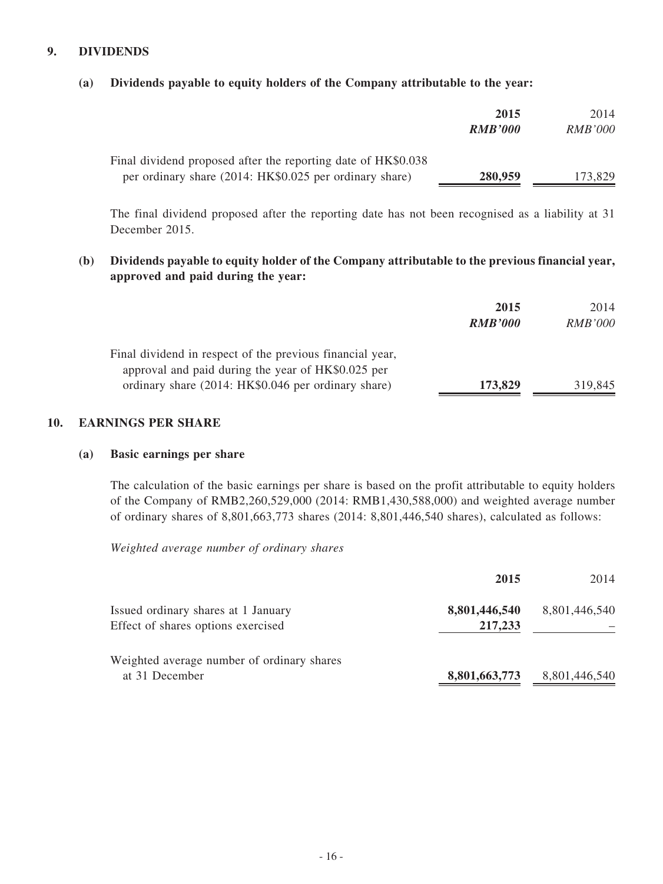## 9. DIVIDENDS

### (a) Dividends payable to equity holders of the Company attributable to the year:

| | **2015** | 2014 |
|---|---|---|
| | ***RMB'000*** | *RMB'000* |
| Final dividend proposed after the reporting date of HK$0.038 per ordinary share (2014: HK$0.025 per ordinary share) | **280,959** | 173,829 |

The final dividend proposed after the reporting date has not been recognised as a liability at 31 December 2015.

### (b) Dividends payable to equity holder of the Company attributable to the previous financial year, approved and paid during the year:

| | **2015** | 2014 |
|---|---|---|
| | ***RMB'000*** | *RMB'000* |
| Final dividend in respect of the previous financial year, approval and paid during the year of HK$0.025 per ordinary share (2014: HK$0.046 per ordinary share) | **173,829** | 319,845 |

## 10. EARNINGS PER SHARE

### (a) Basic earnings per share

The calculation of the basic earnings per share is based on the profit attributable to equity holders of the Company of RMB2,260,529,000 (2014: RMB1,430,588,000) and weighted average number of ordinary shares of 8,801,663,773 shares (2014: 8,801,446,540 shares), calculated as follows:

*Weighted average number of ordinary shares*

| | **2015** | 2014 |
|---|---|---|
| Issued ordinary shares at 1 January | **8,801,446,540** | 8,801,446,540 |
| Effect of shares options exercised | **217,233** | – |
| Weighted average number of ordinary shares at 31 December | **8,801,663,773** | 8,801,446,540 |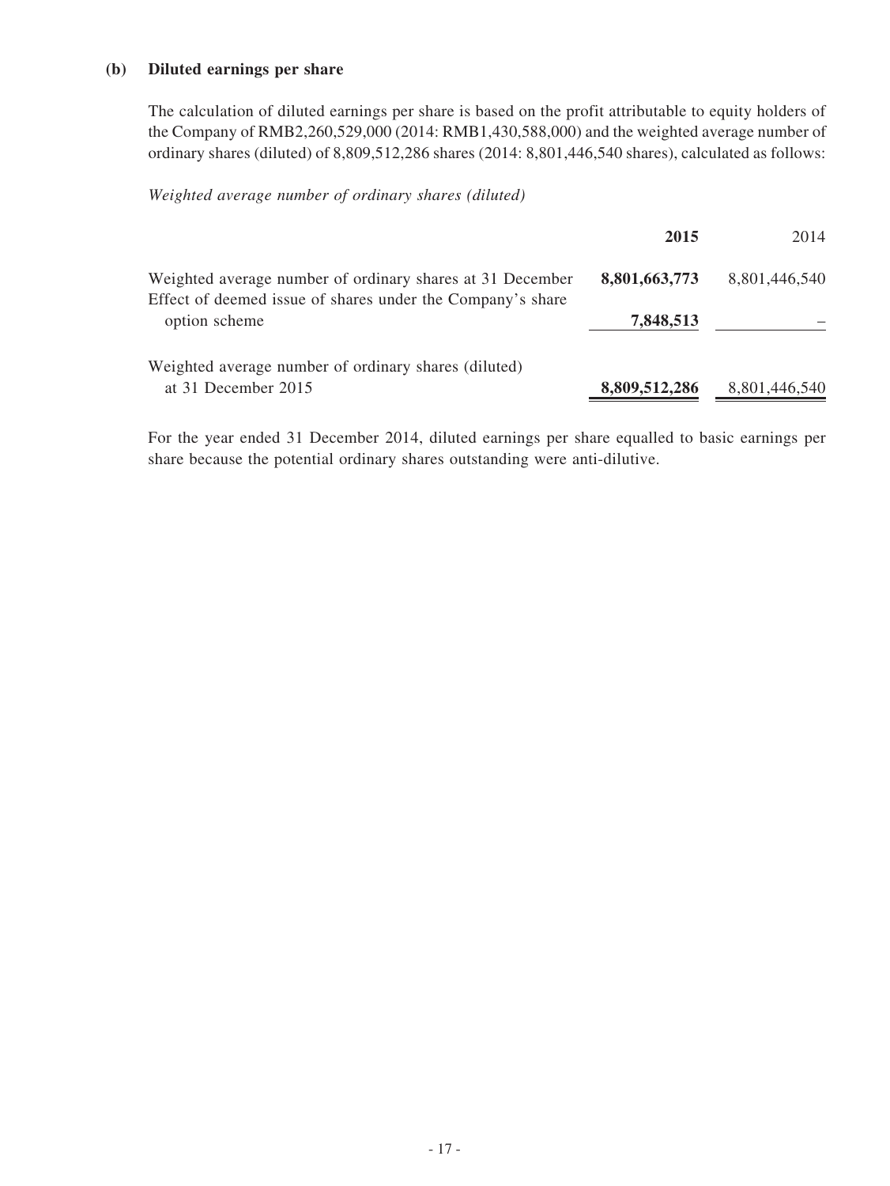**(b) Diluted earnings per share**

The calculation of diluted earnings per share is based on the profit attributable to equity holders of the Company of RMB2,260,529,000 (2014: RMB1,430,588,000) and the weighted average number of ordinary shares (diluted) of 8,809,512,286 shares (2014: 8,801,446,540 shares), calculated as follows:

*Weighted average number of ordinary shares (diluted)*

| | **2015** | 2014 |
|---|---|---|
| Weighted average number of ordinary shares at 31 December | **8,801,663,773** | 8,801,446,540 |
| Effect of deemed issue of shares under the Company's share option scheme | **7,848,513** | – |
| Weighted average number of ordinary shares (diluted) at 31 December 2015 | **8,809,512,286** | 8,801,446,540 |

For the year ended 31 December 2014, diluted earnings per share equalled to basic earnings per share because the potential ordinary shares outstanding were anti-dilutive.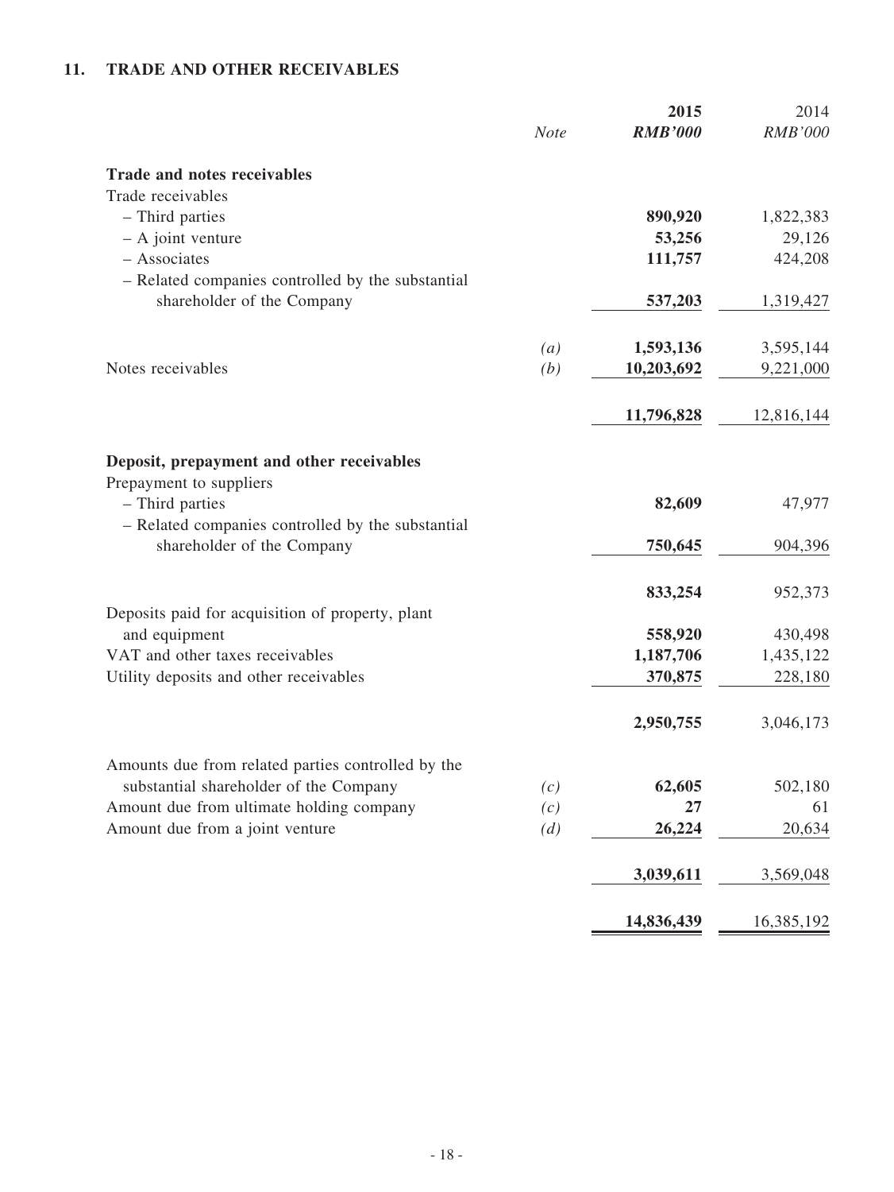## 11. TRADE AND OTHER RECEIVABLES

| | Note | 2015 RMB'000 | 2014 RMB'000 |
|---|---|---|---|
| **Trade and notes receivables** | | | |
| Trade receivables | | | |
| – Third parties | | **890,920** | 1,822,383 |
| – A joint venture | | **53,256** | 29,126 |
| – Associates | | **111,757** | 424,208 |
| – Related companies controlled by the substantial shareholder of the Company | | **537,203** | 1,319,427 |
| | *(a)* | **1,593,136** | 3,595,144 |
| Notes receivables | *(b)* | **10,203,692** | 9,221,000 |
| | | **11,796,828** | 12,816,144 |
| **Deposit, prepayment and other receivables** | | | |
| Prepayment to suppliers | | | |
| – Third parties | | **82,609** | 47,977 |
| – Related companies controlled by the substantial shareholder of the Company | | **750,645** | 904,396 |
| | | **833,254** | 952,373 |
| Deposits paid for acquisition of property, plant and equipment | | **558,920** | 430,498 |
| VAT and other taxes receivables | | **1,187,706** | 1,435,122 |
| Utility deposits and other receivables | | **370,875** | 228,180 |
| | | **2,950,755** | 3,046,173 |
| Amounts due from related parties controlled by the substantial shareholder of the Company | *(c)* | **62,605** | 502,180 |
| Amount due from ultimate holding company | *(c)* | **27** | 61 |
| Amount due from a joint venture | *(d)* | **26,224** | 20,634 |
| | | **3,039,611** | 3,569,048 |
| | | **14,836,439** | 16,385,192 |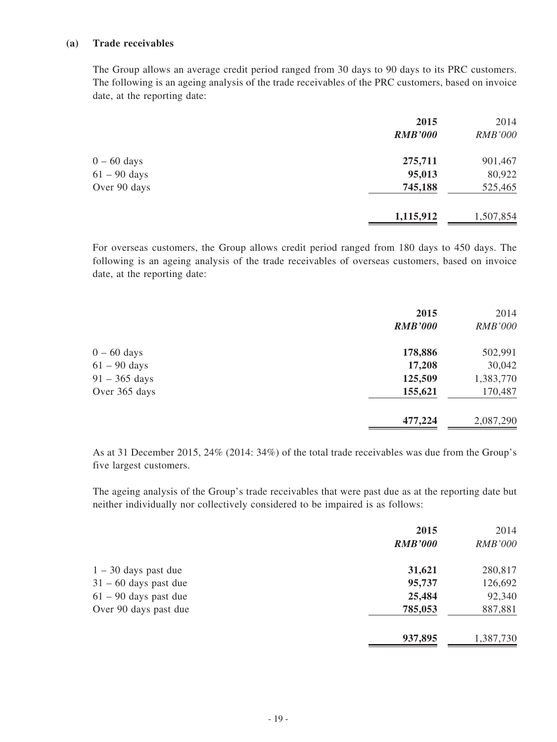### (a) Trade receivables

The Group allows an average credit period ranged from 30 days to 90 days to its PRC customers. The following is an ageing analysis of the trade receivables of the PRC customers, based on invoice date, at the reporting date:

| | **2015** | 2014 |
|---|---|---|
| | ***RMB'000*** | *RMB'000* |
| 0 – 60 days | **275,711** | 901,467 |
| 61 – 90 days | **95,013** | 80,922 |
| Over 90 days | **745,188** | 525,465 |
| | **1,115,912** | 1,507,854 |

For overseas customers, the Group allows credit period ranged from 180 days to 450 days. The following is an ageing analysis of the trade receivables of overseas customers, based on invoice date, at the reporting date:

| | **2015** | 2014 |
|---|---|---|
| | ***RMB'000*** | *RMB'000* |
| 0 – 60 days | **178,886** | 502,991 |
| 61 – 90 days | **17,208** | 30,042 |
| 91 – 365 days | **125,509** | 1,383,770 |
| Over 365 days | **155,621** | 170,487 |
| | **477,224** | 2,087,290 |

As at 31 December 2015, 24% (2014: 34%) of the total trade receivables was due from the Group's five largest customers.

The ageing analysis of the Group's trade receivables that were past due as at the reporting date but neither individually nor collectively considered to be impaired is as follows:

| | **2015** | 2014 |
|---|---|---|
| | ***RMB'000*** | *RMB'000* |
| 1 – 30 days past due | **31,621** | 280,817 |
| 31 – 60 days past due | **95,737** | 126,692 |
| 61 – 90 days past due | **25,484** | 92,340 |
| Over 90 days past due | **785,053** | 887,881 |
| | **937,895** | 1,387,730 |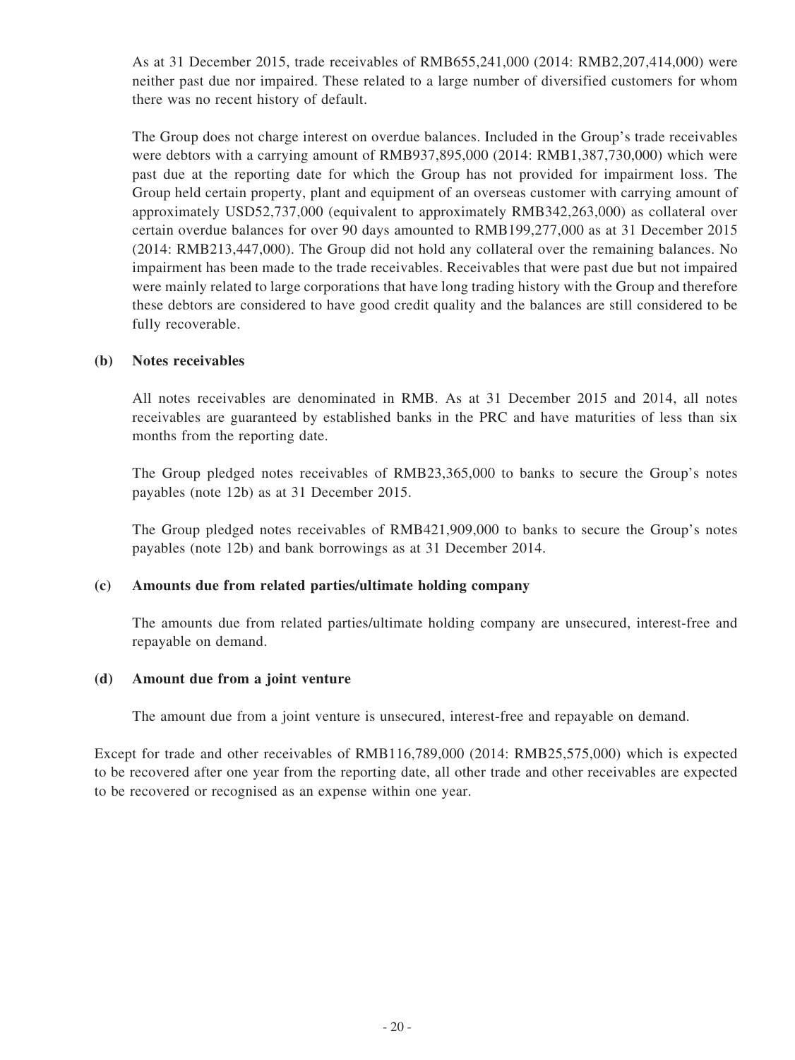As at 31 December 2015, trade receivables of RMB655,241,000 (2014: RMB2,207,414,000) were neither past due nor impaired. These related to a large number of diversified customers for whom there was no recent history of default.

The Group does not charge interest on overdue balances. Included in the Group's trade receivables were debtors with a carrying amount of RMB937,895,000 (2014: RMB1,387,730,000) which were past due at the reporting date for which the Group has not provided for impairment loss. The Group held certain property, plant and equipment of an overseas customer with carrying amount of approximately USD52,737,000 (equivalent to approximately RMB342,263,000) as collateral over certain overdue balances for over 90 days amounted to RMB199,277,000 as at 31 December 2015 (2014: RMB213,447,000). The Group did not hold any collateral over the remaining balances. No impairment has been made to the trade receivables. Receivables that were past due but not impaired were mainly related to large corporations that have long trading history with the Group and therefore these debtors are considered to have good credit quality and the balances are still considered to be fully recoverable.

**(b) Notes receivables**

All notes receivables are denominated in RMB. As at 31 December 2015 and 2014, all notes receivables are guaranteed by established banks in the PRC and have maturities of less than six months from the reporting date.

The Group pledged notes receivables of RMB23,365,000 to banks to secure the Group's notes payables (note 12b) as at 31 December 2015.

The Group pledged notes receivables of RMB421,909,000 to banks to secure the Group's notes payables (note 12b) and bank borrowings as at 31 December 2014.

**(c) Amounts due from related parties/ultimate holding company**

The amounts due from related parties/ultimate holding company are unsecured, interest-free and repayable on demand.

**(d) Amount due from a joint venture**

The amount due from a joint venture is unsecured, interest-free and repayable on demand.

Except for trade and other receivables of RMB116,789,000 (2014: RMB25,575,000) which is expected to be recovered after one year from the reporting date, all other trade and other receivables are expected to be recovered or recognised as an expense within one year.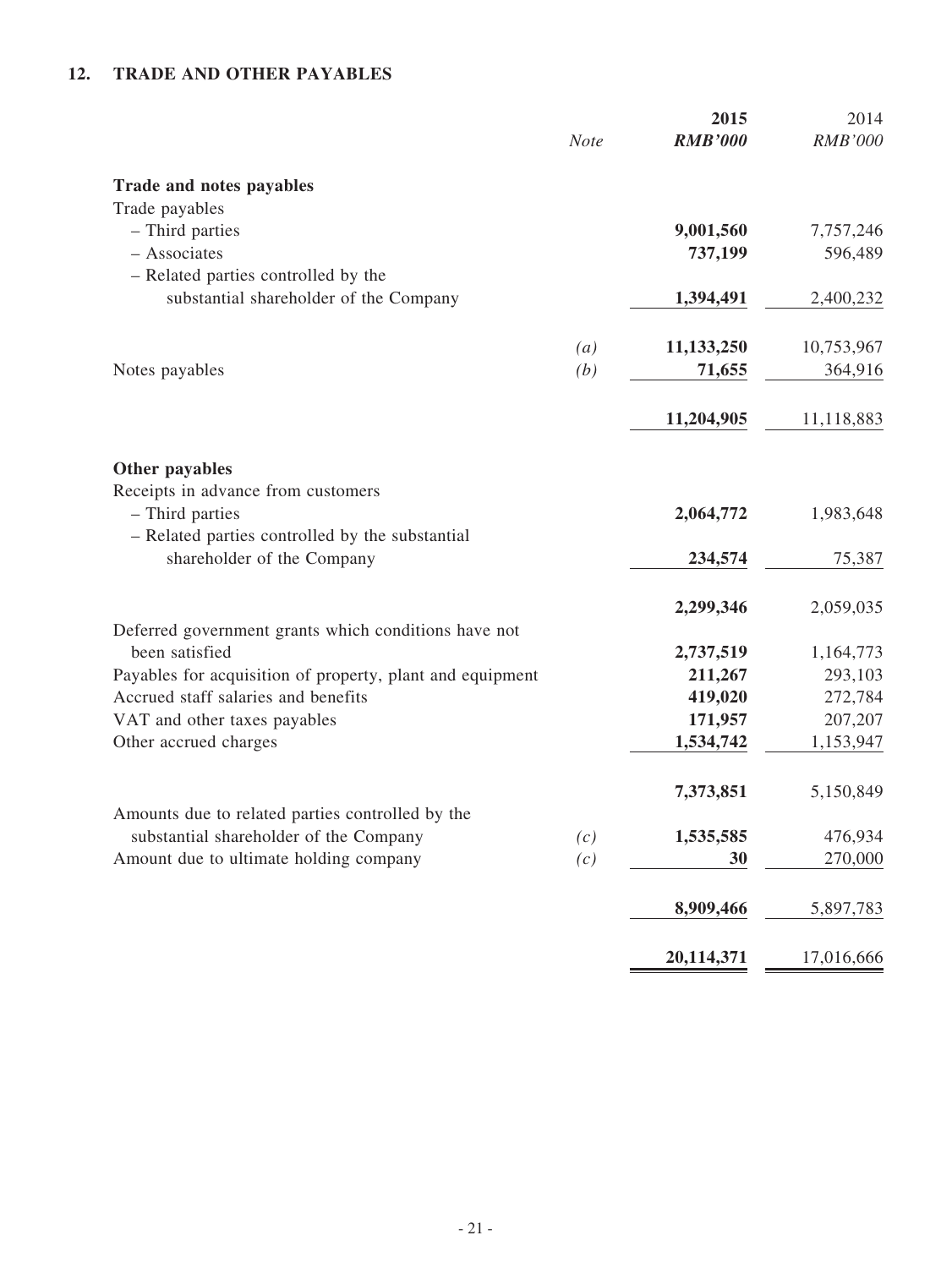## 12. TRADE AND OTHER PAYABLES

| | *Note* | **2015** | 2014 |
|---|---|---|---|
| | | ***RMB'000*** | *RMB'000* |
| **Trade and notes payables** | | | |
| Trade payables | | | |
| – Third parties | | **9,001,560** | 7,757,246 |
| – Associates | | **737,199** | 596,489 |
| – Related parties controlled by the substantial shareholder of the Company | | **1,394,491** | 2,400,232 |
| | *(a)* | **11,133,250** | 10,753,967 |
| Notes payables | *(b)* | **71,655** | 364,916 |
| | | **11,204,905** | 11,118,883 |
| **Other payables** | | | |
| Receipts in advance from customers | | | |
| – Third parties | | **2,064,772** | 1,983,648 |
| – Related parties controlled by the substantial shareholder of the Company | | **234,574** | 75,387 |
| | | **2,299,346** | 2,059,035 |
| Deferred government grants which conditions have not been satisfied | | **2,737,519** | 1,164,773 |
| Payables for acquisition of property, plant and equipment | | **211,267** | 293,103 |
| Accrued staff salaries and benefits | | **419,020** | 272,784 |
| VAT and other taxes payables | | **171,957** | 207,207 |
| Other accrued charges | | **1,534,742** | 1,153,947 |
| | | **7,373,851** | 5,150,849 |
| Amounts due to related parties controlled by the substantial shareholder of the Company | *(c)* | **1,535,585** | 476,934 |
| Amount due to ultimate holding company | *(c)* | **30** | 270,000 |
| | | **8,909,466** | 5,897,783 |
| | | **20,114,371** | 17,016,666 |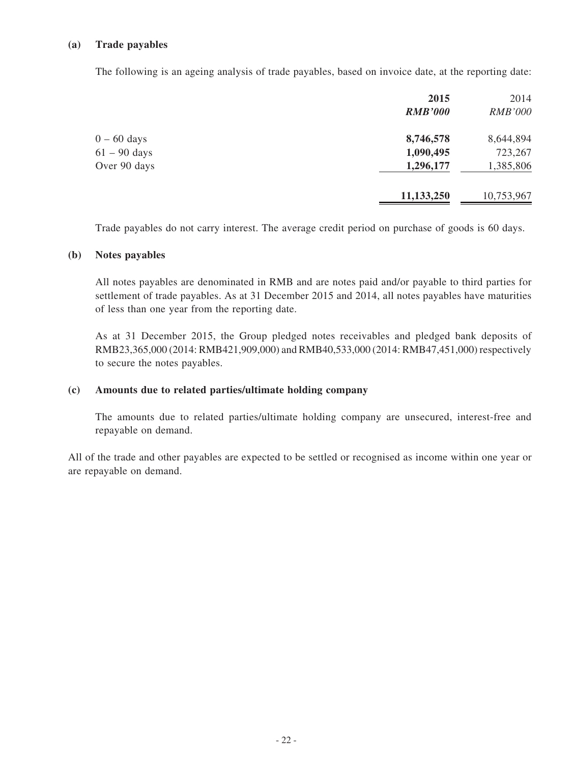**(a) Trade payables**

The following is an ageing analysis of trade payables, based on invoice date, at the reporting date:

| | **2015** | 2014 |
|---|---|---|
| | ***RMB'000*** | *RMB'000* |
| 0 – 60 days | **8,746,578** | 8,644,894 |
| 61 – 90 days | **1,090,495** | 723,267 |
| Over 90 days | **1,296,177** | 1,385,806 |
| | **11,133,250** | 10,753,967 |

Trade payables do not carry interest. The average credit period on purchase of goods is 60 days.

**(b) Notes payables**

All notes payables are denominated in RMB and are notes paid and/or payable to third parties for settlement of trade payables. As at 31 December 2015 and 2014, all notes payables have maturities of less than one year from the reporting date.

As at 31 December 2015, the Group pledged notes receivables and pledged bank deposits of RMB23,365,000 (2014: RMB421,909,000) and RMB40,533,000 (2014: RMB47,451,000) respectively to secure the notes payables.

**(c) Amounts due to related parties/ultimate holding company**

The amounts due to related parties/ultimate holding company are unsecured, interest-free and repayable on demand.

All of the trade and other payables are expected to be settled or recognised as income within one year or are repayable on demand.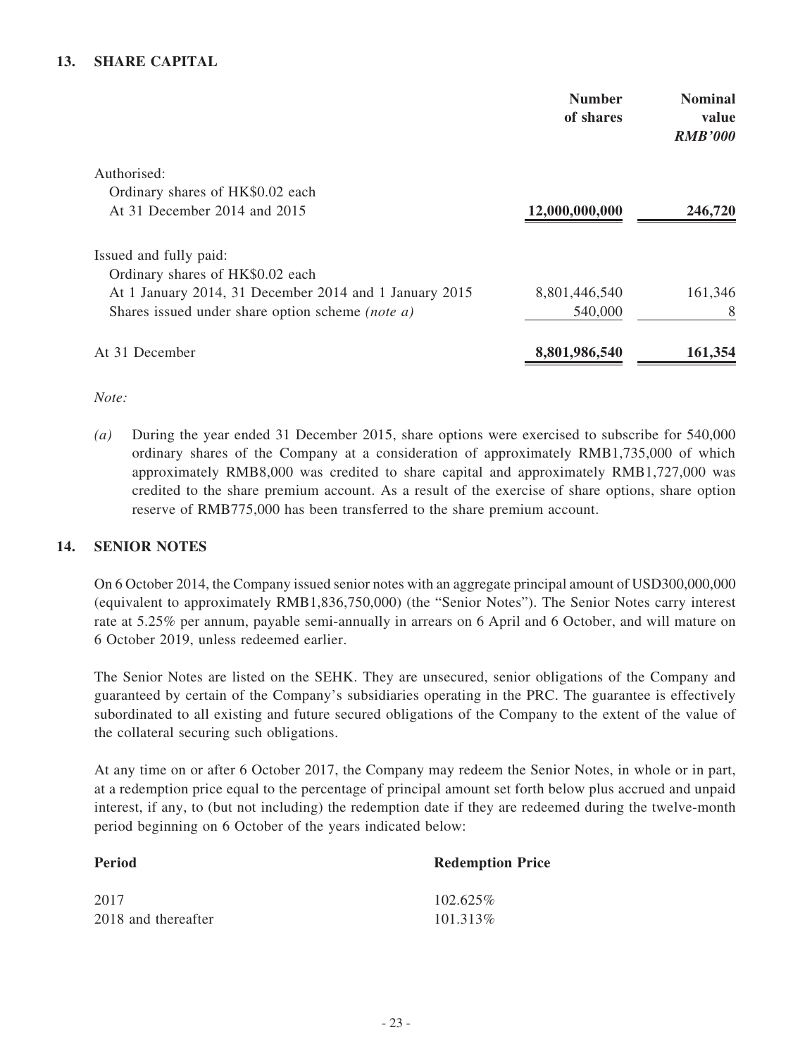## 13. SHARE CAPITAL

| | Number of shares | Nominal value *RMB'000* |
|---|---|---|
| Authorised: | | |
| Ordinary shares of HK$0.02 each | | |
| At 31 December 2014 and 2015 | **12,000,000,000** | **246,720** |
| Issued and fully paid: | | |
| Ordinary shares of HK$0.02 each | | |
| At 1 January 2014, 31 December 2014 and 1 January 2015 | 8,801,446,540 | 161,346 |
| Shares issued under share option scheme *(note a)* | 540,000 | 8 |
| At 31 December | **8,801,986,540** | **161,354** |

*Note:*

*(a)* During the year ended 31 December 2015, share options were exercised to subscribe for 540,000 ordinary shares of the Company at a consideration of approximately RMB1,735,000 of which approximately RMB8,000 was credited to share capital and approximately RMB1,727,000 was credited to the share premium account. As a result of the exercise of share options, share option reserve of RMB775,000 has been transferred to the share premium account.

## 14. SENIOR NOTES

On 6 October 2014, the Company issued senior notes with an aggregate principal amount of USD300,000,000 (equivalent to approximately RMB1,836,750,000) (the "Senior Notes"). The Senior Notes carry interest rate at 5.25% per annum, payable semi-annually in arrears on 6 April and 6 October, and will mature on 6 October 2019, unless redeemed earlier.

The Senior Notes are listed on the SEHK. They are unsecured, senior obligations of the Company and guaranteed by certain of the Company's subsidiaries operating in the PRC. The guarantee is effectively subordinated to all existing and future secured obligations of the Company to the extent of the value of the collateral securing such obligations.

At any time on or after 6 October 2017, the Company may redeem the Senior Notes, in whole or in part, at a redemption price equal to the percentage of principal amount set forth below plus accrued and unpaid interest, if any, to (but not including) the redemption date if they are redeemed during the twelve-month period beginning on 6 October of the years indicated below:

| Period | Redemption Price |
|---|---|
| 2017 | 102.625% |
| 2018 and thereafter | 101.313% |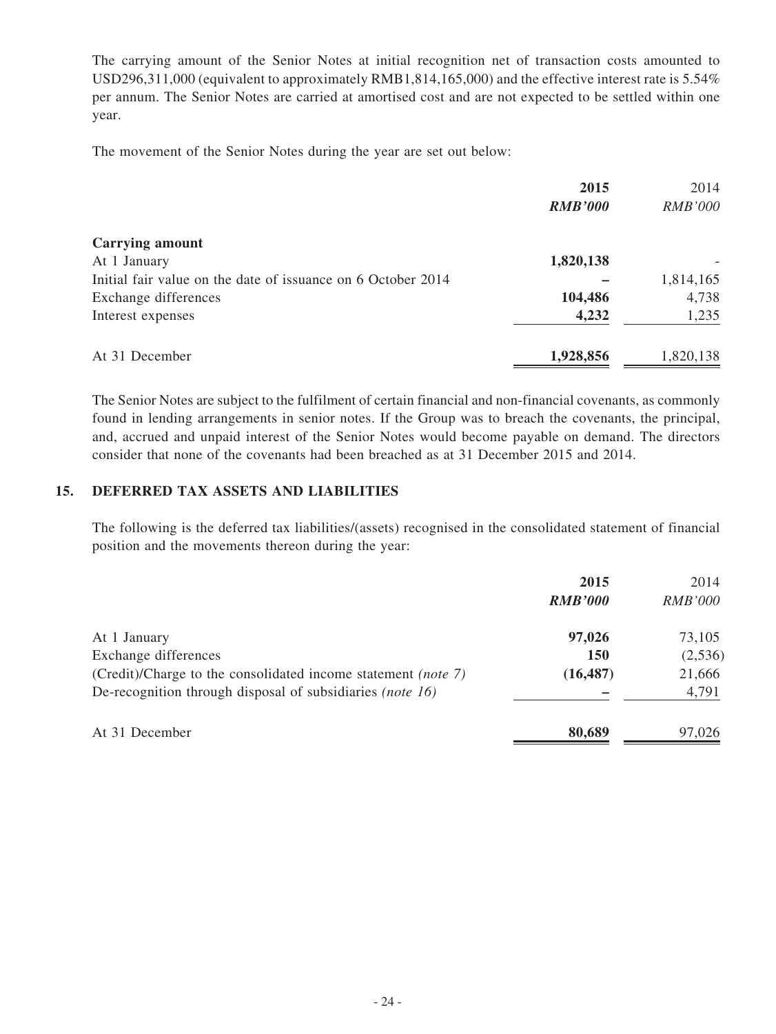The carrying amount of the Senior Notes at initial recognition net of transaction costs amounted to USD296,311,000 (equivalent to approximately RMB1,814,165,000) and the effective interest rate is 5.54% per annum. The Senior Notes are carried at amortised cost and are not expected to be settled within one year.

The movement of the Senior Notes during the year are set out below:

| | **2015** | 2014 |
|---|---|---|
| | ***RMB'000*** | *RMB'000* |
| **Carrying amount** | | |
| At 1 January | **1,820,138** | - |
| Initial fair value on the date of issuance on 6 October 2014 | **–** | 1,814,165 |
| Exchange differences | **104,486** | 4,738 |
| Interest expenses | **4,232** | 1,235 |
| At 31 December | **1,928,856** | 1,820,138 |

The Senior Notes are subject to the fulfilment of certain financial and non-financial covenants, as commonly found in lending arrangements in senior notes. If the Group was to breach the covenants, the principal, and, accrued and unpaid interest of the Senior Notes would become payable on demand. The directors consider that none of the covenants had been breached as at 31 December 2015 and 2014.

## 15. DEFERRED TAX ASSETS AND LIABILITIES

The following is the deferred tax liabilities/(assets) recognised in the consolidated statement of financial position and the movements thereon during the year:

| | **2015** | 2014 |
|---|---|---|
| | ***RMB'000*** | *RMB'000* |
| At 1 January | **97,026** | 73,105 |
| Exchange differences | **150** | (2,536) |
| (Credit)/Charge to the consolidated income statement *(note 7)* | **(16,487)** | 21,666 |
| De-recognition through disposal of subsidiaries *(note 16)* | **–** | 4,791 |
| At 31 December | **80,689** | 97,026 |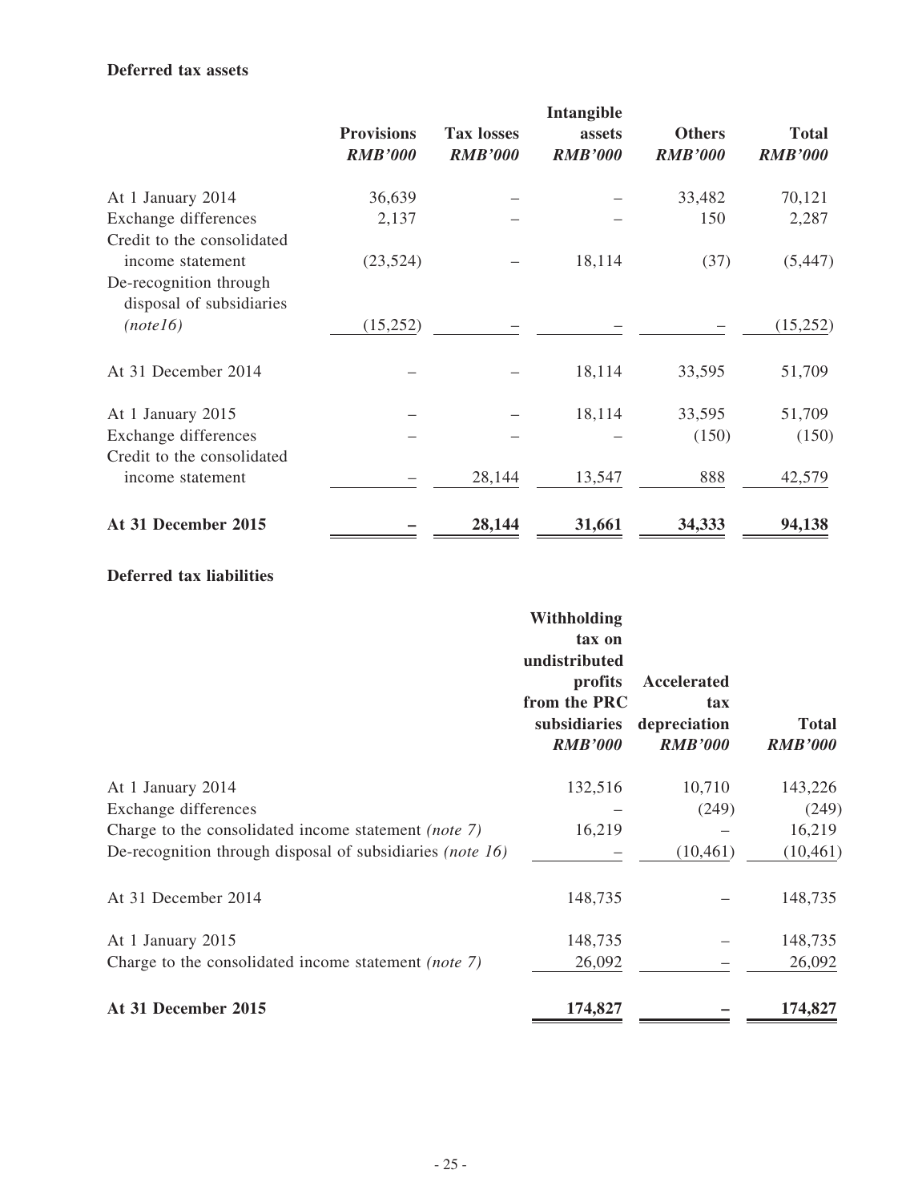**Deferred tax assets**

| | Provisions *RMB'000* | Tax losses *RMB'000* | Intangible assets *RMB'000* | Others *RMB'000* | Total *RMB'000* |
|---|---|---|---|---|---|
| At 1 January 2014 | 36,639 | – | – | 33,482 | 70,121 |
| Exchange differences | 2,137 | – | – | 150 | 2,287 |
| Credit to the consolidated income statement | (23,524) | – | 18,114 | (37) | (5,447) |
| De-recognition through disposal of subsidiaries *(note16)* | (15,252) | – | – | – | (15,252) |
| At 31 December 2014 | – | – | 18,114 | 33,595 | 51,709 |
| At 1 January 2015 | – | – | 18,114 | 33,595 | 51,709 |
| Exchange differences | – | – | – | (150) | (150) |
| Credit to the consolidated income statement | – | 28,144 | 13,547 | 888 | 42,579 |
| **At 31 December 2015** | **–** | **28,144** | **31,661** | **34,333** | **94,138** |

**Deferred tax liabilities**

| | Withholding tax on undistributed profits from the PRC subsidiaries *RMB'000* | Accelerated tax depreciation *RMB'000* | Total *RMB'000* |
|---|---|---|---|
| At 1 January 2014 | 132,516 | 10,710 | 143,226 |
| Exchange differences | – | (249) | (249) |
| Charge to the consolidated income statement *(note 7)* | 16,219 | – | 16,219 |
| De-recognition through disposal of subsidiaries *(note 16)* | – | (10,461) | (10,461) |
| At 31 December 2014 | 148,735 | – | 148,735 |
| At 1 January 2015 | 148,735 | – | 148,735 |
| Charge to the consolidated income statement *(note 7)* | 26,092 | – | 26,092 |
| **At 31 December 2015** | **174,827** | **–** | **174,827** |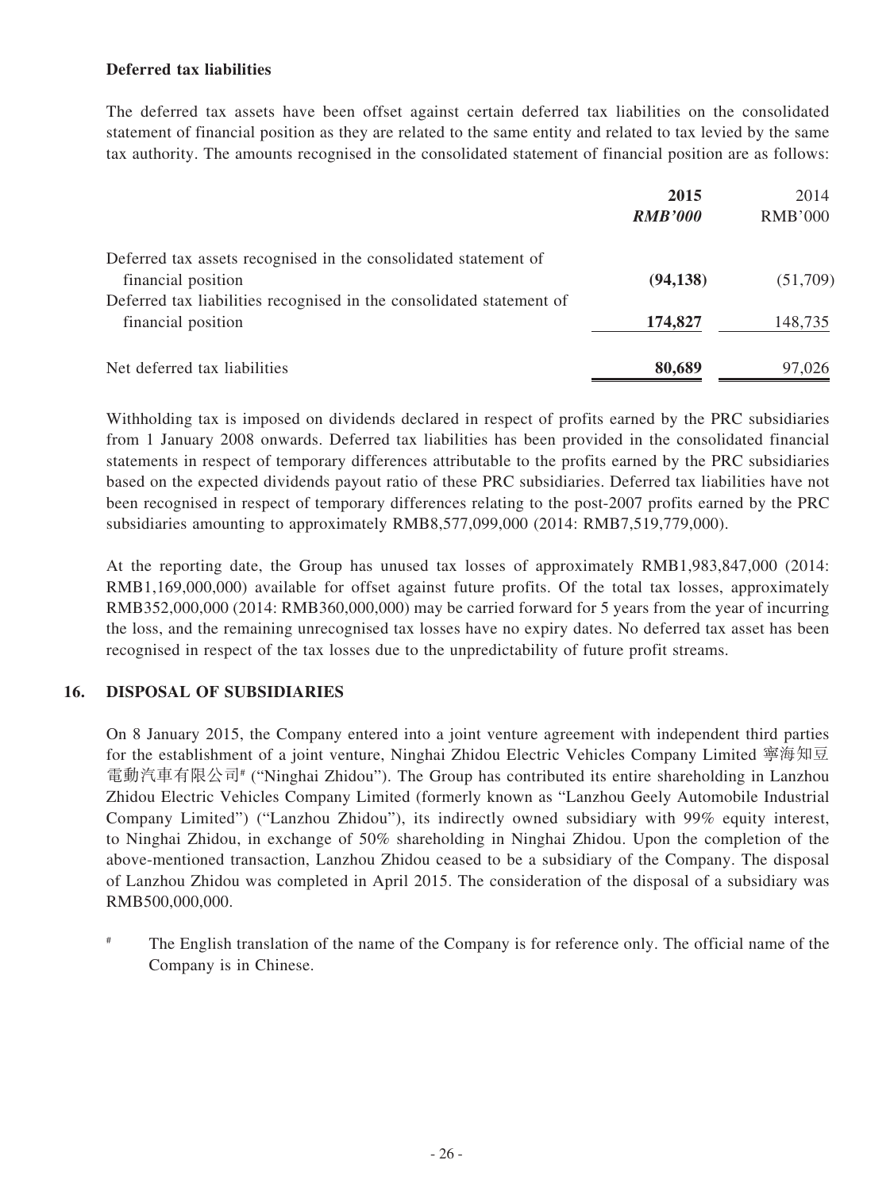**Deferred tax liabilities**

The deferred tax assets have been offset against certain deferred tax liabilities on the consolidated statement of financial position as they are related to the same entity and related to tax levied by the same tax authority. The amounts recognised in the consolidated statement of financial position are as follows:

| | **2015** | 2014 |
|---|---|---|
| | ***RMB'000*** | RMB'000 |
| Deferred tax assets recognised in the consolidated statement of financial position | **(94,138)** | (51,709) |
| Deferred tax liabilities recognised in the consolidated statement of financial position | **174,827** | 148,735 |
| Net deferred tax liabilities | **80,689** | 97,026 |

Withholding tax is imposed on dividends declared in respect of profits earned by the PRC subsidiaries from 1 January 2008 onwards. Deferred tax liabilities has been provided in the consolidated financial statements in respect of temporary differences attributable to the profits earned by the PRC subsidiaries based on the expected dividends payout ratio of these PRC subsidiaries. Deferred tax liabilities have not been recognised in respect of temporary differences relating to the post-2007 profits earned by the PRC subsidiaries amounting to approximately RMB8,577,099,000 (2014: RMB7,519,779,000).

At the reporting date, the Group has unused tax losses of approximately RMB1,983,847,000 (2014: RMB1,169,000,000) available for offset against future profits. Of the total tax losses, approximately RMB352,000,000 (2014: RMB360,000,000) may be carried forward for 5 years from the year of incurring the loss, and the remaining unrecognised tax losses have no expiry dates. No deferred tax asset has been recognised in respect of the tax losses due to the unpredictability of future profit streams.

## 16. DISPOSAL OF SUBSIDIARIES

On 8 January 2015, the Company entered into a joint venture agreement with independent third parties for the establishment of a joint venture, Ninghai Zhidou Electric Vehicles Company Limited 寧海知豆電動汽車有限公司# ("Ninghai Zhidou"). The Group has contributed its entire shareholding in Lanzhou Zhidou Electric Vehicles Company Limited (formerly known as "Lanzhou Geely Automobile Industrial Company Limited") ("Lanzhou Zhidou"), its indirectly owned subsidiary with 99% equity interest, to Ninghai Zhidou, in exchange of 50% shareholding in Ninghai Zhidou. Upon the completion of the above-mentioned transaction, Lanzhou Zhidou ceased to be a subsidiary of the Company. The disposal of Lanzhou Zhidou was completed in April 2015. The consideration of the disposal of a subsidiary was RMB500,000,000.

# The English translation of the name of the Company is for reference only. The official name of the Company is in Chinese.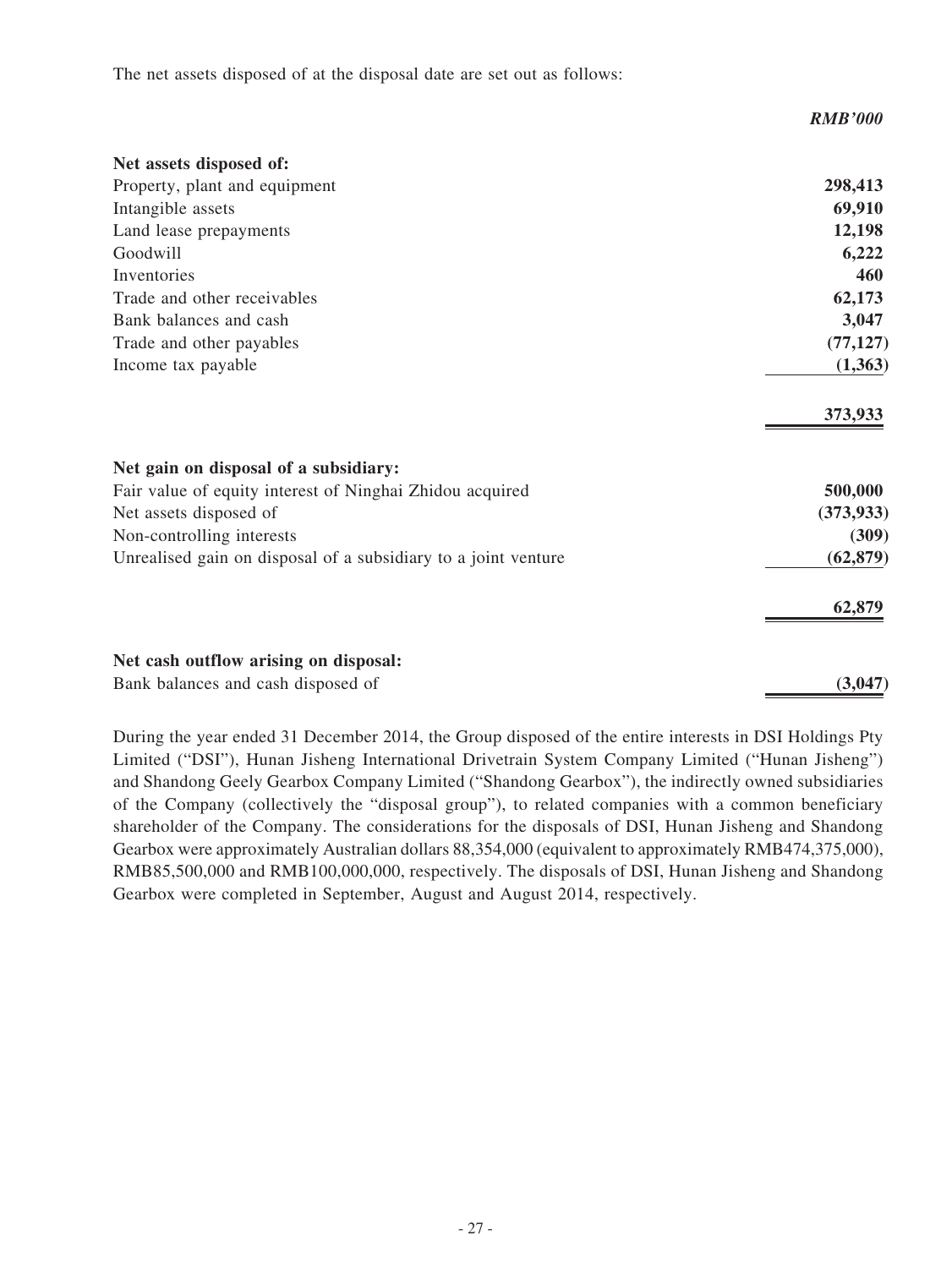The net assets disposed of at the disposal date are set out as follows:

| | ***RMB'000*** |
|---|---|
| **Net assets disposed of:** | |
| Property, plant and equipment | **298,413** |
| Intangible assets | **69,910** |
| Land lease prepayments | **12,198** |
| Goodwill | **6,222** |
| Inventories | **460** |
| Trade and other receivables | **62,173** |
| Bank balances and cash | **3,047** |
| Trade and other payables | **(77,127)** |
| Income tax payable | **(1,363)** |
| | **373,933** |
| **Net gain on disposal of a subsidiary:** | |
| Fair value of equity interest of Ninghai Zhidou acquired | **500,000** |
| Net assets disposed of | **(373,933)** |
| Non-controlling interests | **(309)** |
| Unrealised gain on disposal of a subsidiary to a joint venture | **(62,879)** |
| | **62,879** |
| **Net cash outflow arising on disposal:** | |
| Bank balances and cash disposed of | **(3,047)** |

During the year ended 31 December 2014, the Group disposed of the entire interests in DSI Holdings Pty Limited ("DSI"), Hunan Jisheng International Drivetrain System Company Limited ("Hunan Jisheng") and Shandong Geely Gearbox Company Limited ("Shandong Gearbox"), the indirectly owned subsidiaries of the Company (collectively the "disposal group"), to related companies with a common beneficiary shareholder of the Company. The considerations for the disposals of DSI, Hunan Jisheng and Shandong Gearbox were approximately Australian dollars 88,354,000 (equivalent to approximately RMB474,375,000), RMB85,500,000 and RMB100,000,000, respectively. The disposals of DSI, Hunan Jisheng and Shandong Gearbox were completed in September, August and August 2014, respectively.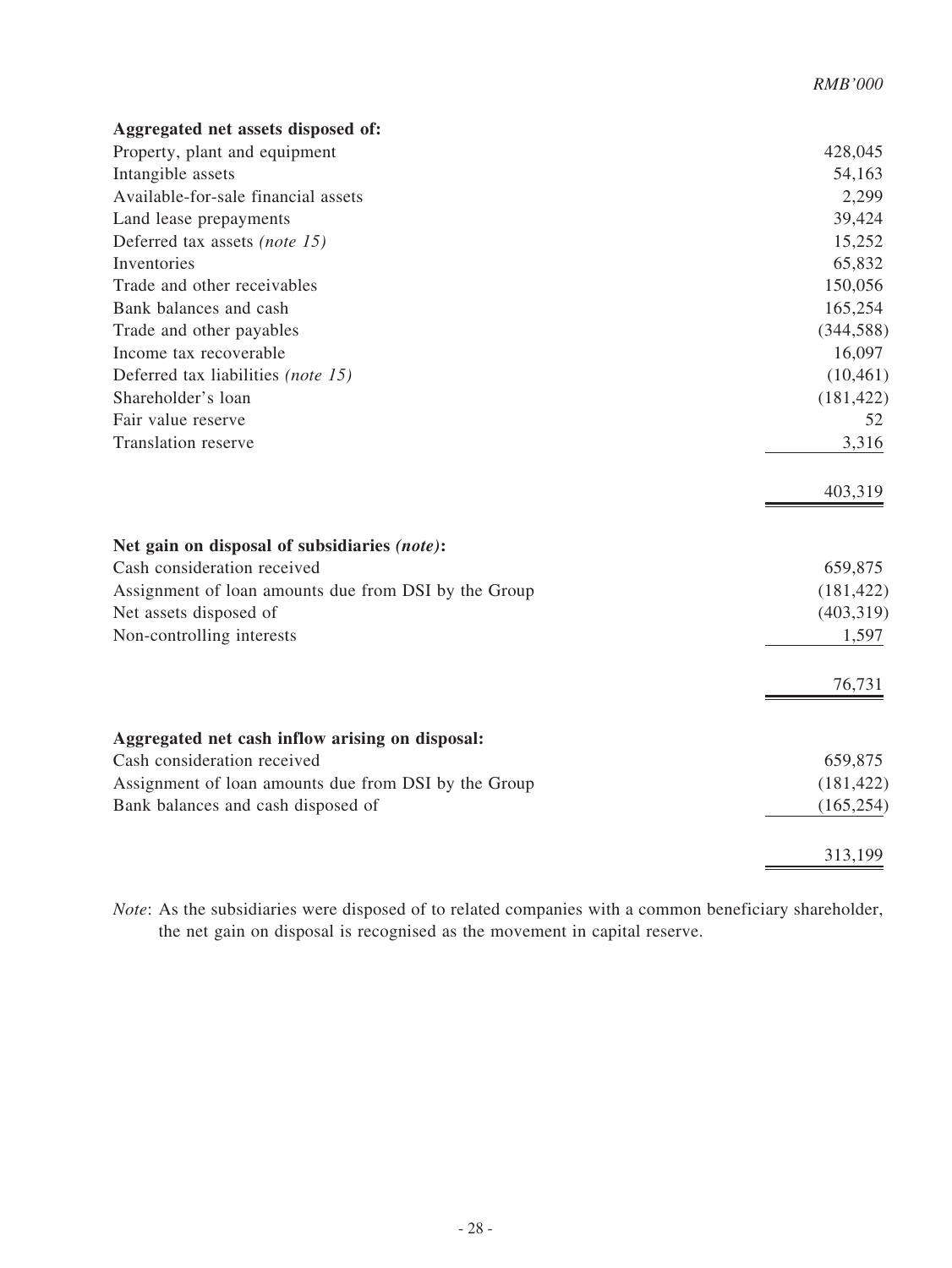| | RMB'000 |
|---|---|
| **Aggregated net assets disposed of:** | |
| Property, plant and equipment | 428,045 |
| Intangible assets | 54,163 |
| Available-for-sale financial assets | 2,299 |
| Land lease prepayments | 39,424 |
| Deferred tax assets *(note 15)* | 15,252 |
| Inventories | 65,832 |
| Trade and other receivables | 150,056 |
| Bank balances and cash | 165,254 |
| Trade and other payables | (344,588) |
| Income tax recoverable | 16,097 |
| Deferred tax liabilities *(note 15)* | (10,461) |
| Shareholder's loan | (181,422) |
| Fair value reserve | 52 |
| Translation reserve | 3,316 |
| | 403,319 |
| **Net gain on disposal of subsidiaries *(note)*:** | |
| Cash consideration received | 659,875 |
| Assignment of loan amounts due from DSI by the Group | (181,422) |
| Net assets disposed of | (403,319) |
| Non-controlling interests | 1,597 |
| | 76,731 |
| **Aggregated net cash inflow arising on disposal:** | |
| Cash consideration received | 659,875 |
| Assignment of loan amounts due from DSI by the Group | (181,422) |
| Bank balances and cash disposed of | (165,254) |
| | 313,199 |

*Note*: As the subsidiaries were disposed of to related companies with a common beneficiary shareholder, the net gain on disposal is recognised as the movement in capital reserve.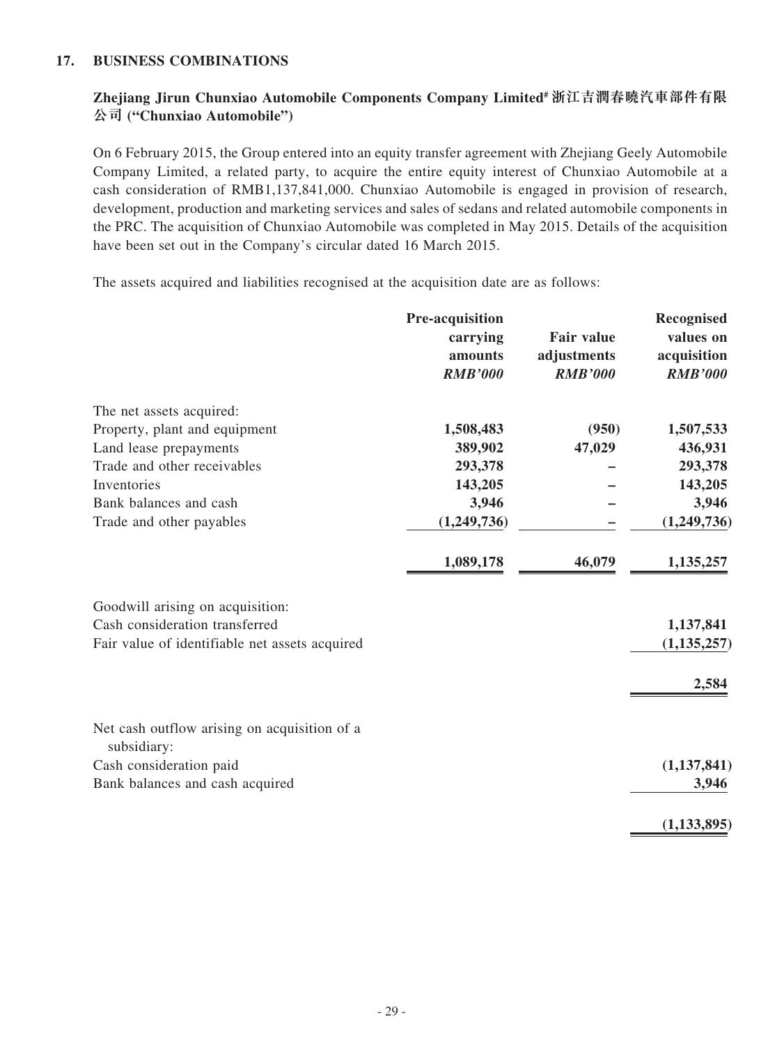## 17. BUSINESS COMBINATIONS

### Zhejiang Jirun Chunxiao Automobile Components Company Limited# 浙江吉潤春曉汽車部件有限公司 ("Chunxiao Automobile")

On 6 February 2015, the Group entered into an equity transfer agreement with Zhejiang Geely Automobile Company Limited, a related party, to acquire the entire equity interest of Chunxiao Automobile at a cash consideration of RMB1,137,841,000. Chunxiao Automobile is engaged in provision of research, development, production and marketing services and sales of sedans and related automobile components in the PRC. The acquisition of Chunxiao Automobile was completed in May 2015. Details of the acquisition have been set out in the Company's circular dated 16 March 2015.

The assets acquired and liabilities recognised at the acquisition date are as follows:

| | Pre-acquisition carrying amounts *RMB'000* | Fair value adjustments *RMB'000* | Recognised values on acquisition *RMB'000* |
|---|---|---|---|
| The net assets acquired: | | | |
| Property, plant and equipment | 1,508,483 | (950) | 1,507,533 |
| Land lease prepayments | 389,902 | 47,029 | 436,931 |
| Trade and other receivables | 293,378 | – | 293,378 |
| Inventories | 143,205 | – | 143,205 |
| Bank balances and cash | 3,946 | – | 3,946 |
| Trade and other payables | (1,249,736) | – | (1,249,736) |
| | 1,089,178 | 46,079 | 1,135,257 |
| Goodwill arising on acquisition: | | | |
| Cash consideration transferred | | | 1,137,841 |
| Fair value of identifiable net assets acquired | | | (1,135,257) |
| | | | 2,584 |
| Net cash outflow arising on acquisition of a subsidiary: | | | |
| Cash consideration paid | | | (1,137,841) |
| Bank balances and cash acquired | | | 3,946 |
| | | | (1,133,895) |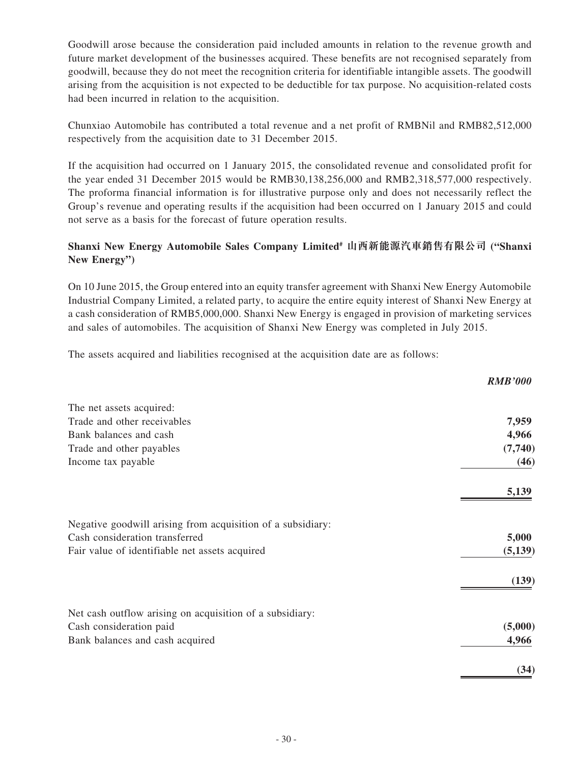Goodwill arose because the consideration paid included amounts in relation to the revenue growth and future market development of the businesses acquired. These benefits are not recognised separately from goodwill, because they do not meet the recognition criteria for identifiable intangible assets. The goodwill arising from the acquisition is not expected to be deductible for tax purpose. No acquisition-related costs had been incurred in relation to the acquisition.

Chunxiao Automobile has contributed a total revenue and a net profit of RMBNil and RMB82,512,000 respectively from the acquisition date to 31 December 2015.

If the acquisition had occurred on 1 January 2015, the consolidated revenue and consolidated profit for the year ended 31 December 2015 would be RMB30,138,256,000 and RMB2,318,577,000 respectively. The proforma financial information is for illustrative purpose only and does not necessarily reflect the Group's revenue and operating results if the acquisition had been occurred on 1 January 2015 and could not serve as a basis for the forecast of future operation results.

**Shanxi New Energy Automobile Sales Company Limited# 山西新能源汽車銷售有限公司 ("Shanxi New Energy")**

On 10 June 2015, the Group entered into an equity transfer agreement with Shanxi New Energy Automobile Industrial Company Limited, a related party, to acquire the entire equity interest of Shanxi New Energy at a cash consideration of RMB5,000,000. Shanxi New Energy is engaged in provision of marketing services and sales of automobiles. The acquisition of Shanxi New Energy was completed in July 2015.

The assets acquired and liabilities recognised at the acquisition date are as follows:

| | *RMB'000* |
|---|---|
| The net assets acquired: | |
| Trade and other receivables | 7,959 |
| Bank balances and cash | 4,966 |
| Trade and other payables | (7,740) |
| Income tax payable | (46) |
| | 5,139 |
| Negative goodwill arising from acquisition of a subsidiary: | |
| Cash consideration transferred | 5,000 |
| Fair value of identifiable net assets acquired | (5,139) |
| | (139) |
| Net cash outflow arising on acquisition of a subsidiary: | |
| Cash consideration paid | (5,000) |
| Bank balances and cash acquired | 4,966 |
| | (34) |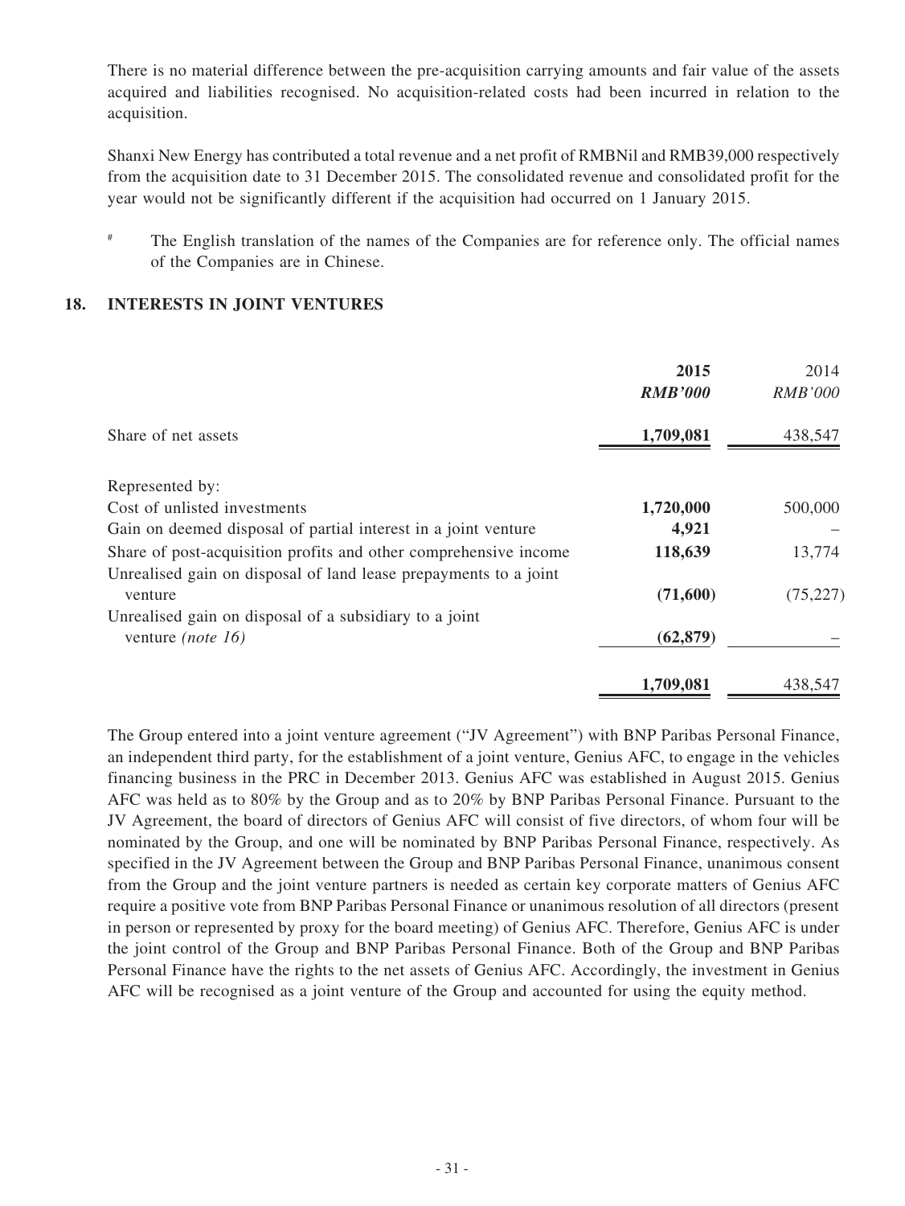There is no material difference between the pre-acquisition carrying amounts and fair value of the assets acquired and liabilities recognised. No acquisition-related costs had been incurred in relation to the acquisition.

Shanxi New Energy has contributed a total revenue and a net profit of RMBNil and RMB39,000 respectively from the acquisition date to 31 December 2015. The consolidated revenue and consolidated profit for the year would not be significantly different if the acquisition had occurred on 1 January 2015.

[#] The English translation of the names of the Companies are for reference only. The official names of the Companies are in Chinese.

## 18. INTERESTS IN JOINT VENTURES

| | **2015** | 2014 |
|---|---|---|
| | ***RMB'000*** | *RMB'000* |
| Share of net assets | **1,709,081** | 438,547 |
| Represented by: | | |
| Cost of unlisted investments | **1,720,000** | 500,000 |
| Gain on deemed disposal of partial interest in a joint venture | **4,921** | – |
| Share of post-acquisition profits and other comprehensive income | **118,639** | 13,774 |
| Unrealised gain on disposal of land lease prepayments to a joint venture | **(71,600)** | (75,227) |
| Unrealised gain on disposal of a subsidiary to a joint venture *(note 16)* | **(62,879)** | – |
| | **1,709,081** | 438,547 |

The Group entered into a joint venture agreement ("JV Agreement") with BNP Paribas Personal Finance, an independent third party, for the establishment of a joint venture, Genius AFC, to engage in the vehicles financing business in the PRC in December 2013. Genius AFC was established in August 2015. Genius AFC was held as to 80% by the Group and as to 20% by BNP Paribas Personal Finance. Pursuant to the JV Agreement, the board of directors of Genius AFC will consist of five directors, of whom four will be nominated by the Group, and one will be nominated by BNP Paribas Personal Finance, respectively. As specified in the JV Agreement between the Group and BNP Paribas Personal Finance, unanimous consent from the Group and the joint venture partners is needed as certain key corporate matters of Genius AFC require a positive vote from BNP Paribas Personal Finance or unanimous resolution of all directors (present in person or represented by proxy for the board meeting) of Genius AFC. Therefore, Genius AFC is under the joint control of the Group and BNP Paribas Personal Finance. Both of the Group and BNP Paribas Personal Finance have the rights to the net assets of Genius AFC. Accordingly, the investment in Genius AFC will be recognised as a joint venture of the Group and accounted for using the equity method.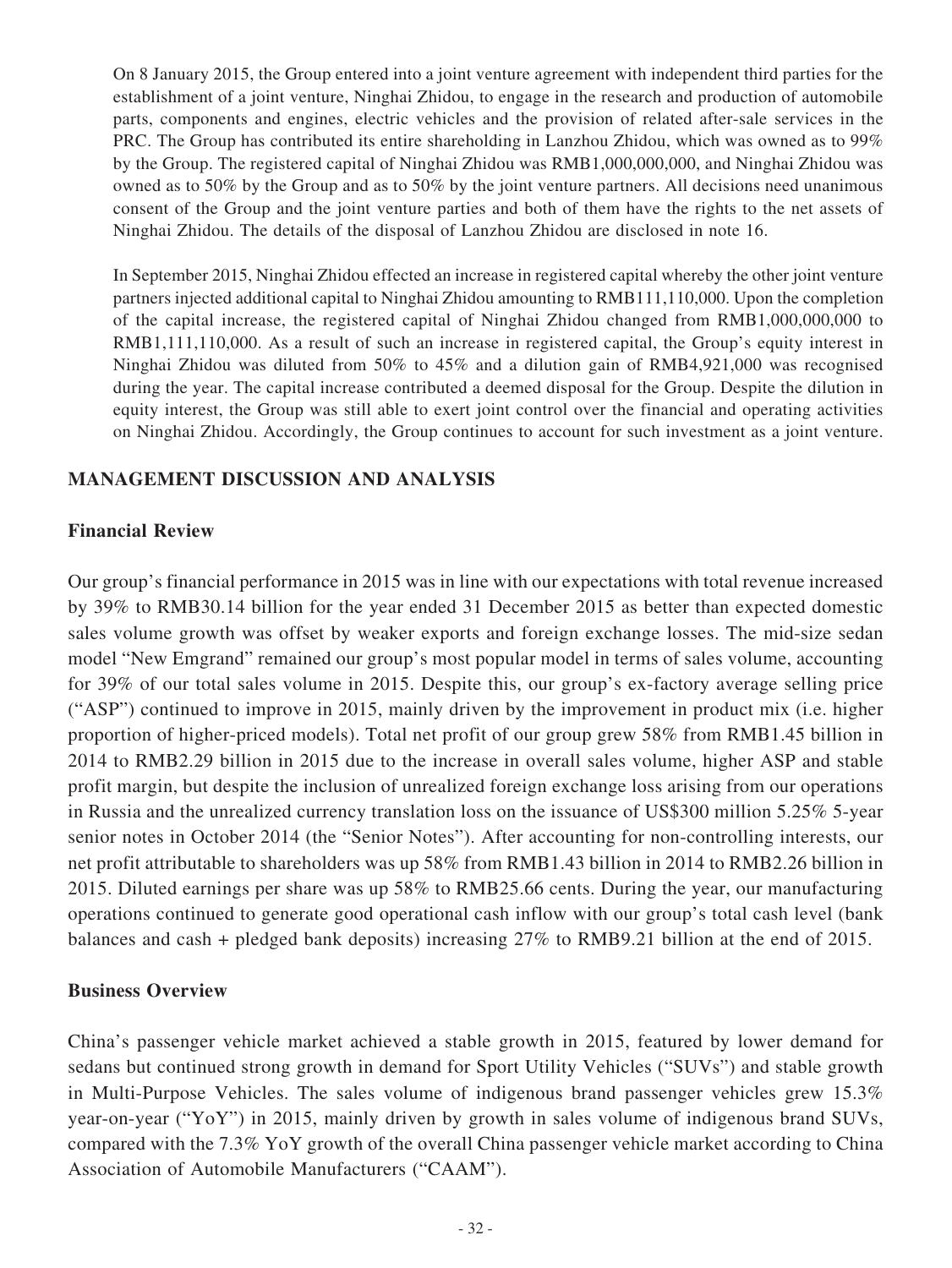On 8 January 2015, the Group entered into a joint venture agreement with independent third parties for the establishment of a joint venture, Ninghai Zhidou, to engage in the research and production of automobile parts, components and engines, electric vehicles and the provision of related after-sale services in the PRC. The Group has contributed its entire shareholding in Lanzhou Zhidou, which was owned as to 99% by the Group. The registered capital of Ninghai Zhidou was RMB1,000,000,000, and Ninghai Zhidou was owned as to 50% by the Group and as to 50% by the joint venture partners. All decisions need unanimous consent of the Group and the joint venture parties and both of them have the rights to the net assets of Ninghai Zhidou. The details of the disposal of Lanzhou Zhidou are disclosed in note 16.

In September 2015, Ninghai Zhidou effected an increase in registered capital whereby the other joint venture partners injected additional capital to Ninghai Zhidou amounting to RMB111,110,000. Upon the completion of the capital increase, the registered capital of Ninghai Zhidou changed from RMB1,000,000,000 to RMB1,111,110,000. As a result of such an increase in registered capital, the Group's equity interest in Ninghai Zhidou was diluted from 50% to 45% and a dilution gain of RMB4,921,000 was recognised during the year. The capital increase contributed a deemed disposal for the Group. Despite the dilution in equity interest, the Group was still able to exert joint control over the financial and operating activities on Ninghai Zhidou. Accordingly, the Group continues to account for such investment as a joint venture.

## MANAGEMENT DISCUSSION AND ANALYSIS

### Financial Review

Our group's financial performance in 2015 was in line with our expectations with total revenue increased by 39% to RMB30.14 billion for the year ended 31 December 2015 as better than expected domestic sales volume growth was offset by weaker exports and foreign exchange losses. The mid-size sedan model "New Emgrand" remained our group's most popular model in terms of sales volume, accounting for 39% of our total sales volume in 2015. Despite this, our group's ex-factory average selling price ("ASP") continued to improve in 2015, mainly driven by the improvement in product mix (i.e. higher proportion of higher-priced models). Total net profit of our group grew 58% from RMB1.45 billion in 2014 to RMB2.29 billion in 2015 due to the increase in overall sales volume, higher ASP and stable profit margin, but despite the inclusion of unrealized foreign exchange loss arising from our operations in Russia and the unrealized currency translation loss on the issuance of US$300 million 5.25% 5-year senior notes in October 2014 (the "Senior Notes"). After accounting for non-controlling interests, our net profit attributable to shareholders was up 58% from RMB1.43 billion in 2014 to RMB2.26 billion in 2015. Diluted earnings per share was up 58% to RMB25.66 cents. During the year, our manufacturing operations continued to generate good operational cash inflow with our group's total cash level (bank balances and cash + pledged bank deposits) increasing 27% to RMB9.21 billion at the end of 2015.

### Business Overview

China's passenger vehicle market achieved a stable growth in 2015, featured by lower demand for sedans but continued strong growth in demand for Sport Utility Vehicles ("SUVs") and stable growth in Multi-Purpose Vehicles. The sales volume of indigenous brand passenger vehicles grew 15.3% year-on-year ("YoY") in 2015, mainly driven by growth in sales volume of indigenous brand SUVs, compared with the 7.3% YoY growth of the overall China passenger vehicle market according to China Association of Automobile Manufacturers ("CAAM").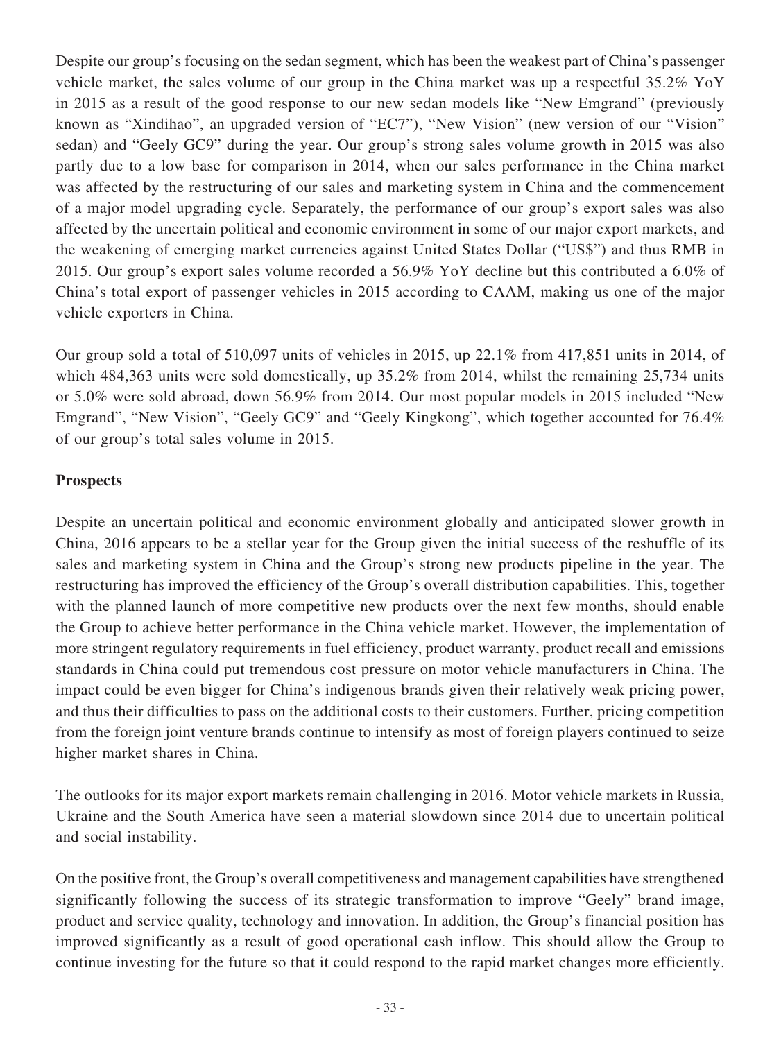Despite our group's focusing on the sedan segment, which has been the weakest part of China's passenger vehicle market, the sales volume of our group in the China market was up a respectful 35.2% YoY in 2015 as a result of the good response to our new sedan models like "New Emgrand" (previously known as "Xindihao", an upgraded version of "EC7"), "New Vision" (new version of our "Vision" sedan) and "Geely GC9" during the year. Our group's strong sales volume growth in 2015 was also partly due to a low base for comparison in 2014, when our sales performance in the China market was affected by the restructuring of our sales and marketing system in China and the commencement of a major model upgrading cycle. Separately, the performance of our group's export sales was also affected by the uncertain political and economic environment in some of our major export markets, and the weakening of emerging market currencies against United States Dollar ("US$") and thus RMB in 2015. Our group's export sales volume recorded a 56.9% YoY decline but this contributed a 6.0% of China's total export of passenger vehicles in 2015 according to CAAM, making us one of the major vehicle exporters in China.

Our group sold a total of 510,097 units of vehicles in 2015, up 22.1% from 417,851 units in 2014, of which 484,363 units were sold domestically, up 35.2% from 2014, whilst the remaining 25,734 units or 5.0% were sold abroad, down 56.9% from 2014. Our most popular models in 2015 included "New Emgrand", "New Vision", "Geely GC9" and "Geely Kingkong", which together accounted for 76.4% of our group's total sales volume in 2015.

**Prospects**

Despite an uncertain political and economic environment globally and anticipated slower growth in China, 2016 appears to be a stellar year for the Group given the initial success of the reshuffle of its sales and marketing system in China and the Group's strong new products pipeline in the year. The restructuring has improved the efficiency of the Group's overall distribution capabilities. This, together with the planned launch of more competitive new products over the next few months, should enable the Group to achieve better performance in the China vehicle market. However, the implementation of more stringent regulatory requirements in fuel efficiency, product warranty, product recall and emissions standards in China could put tremendous cost pressure on motor vehicle manufacturers in China. The impact could be even bigger for China's indigenous brands given their relatively weak pricing power, and thus their difficulties to pass on the additional costs to their customers. Further, pricing competition from the foreign joint venture brands continue to intensify as most of foreign players continued to seize higher market shares in China.

The outlooks for its major export markets remain challenging in 2016. Motor vehicle markets in Russia, Ukraine and the South America have seen a material slowdown since 2014 due to uncertain political and social instability.

On the positive front, the Group's overall competitiveness and management capabilities have strengthened significantly following the success of its strategic transformation to improve "Geely" brand image, product and service quality, technology and innovation. In addition, the Group's financial position has improved significantly as a result of good operational cash inflow. This should allow the Group to continue investing for the future so that it could respond to the rapid market changes more efficiently.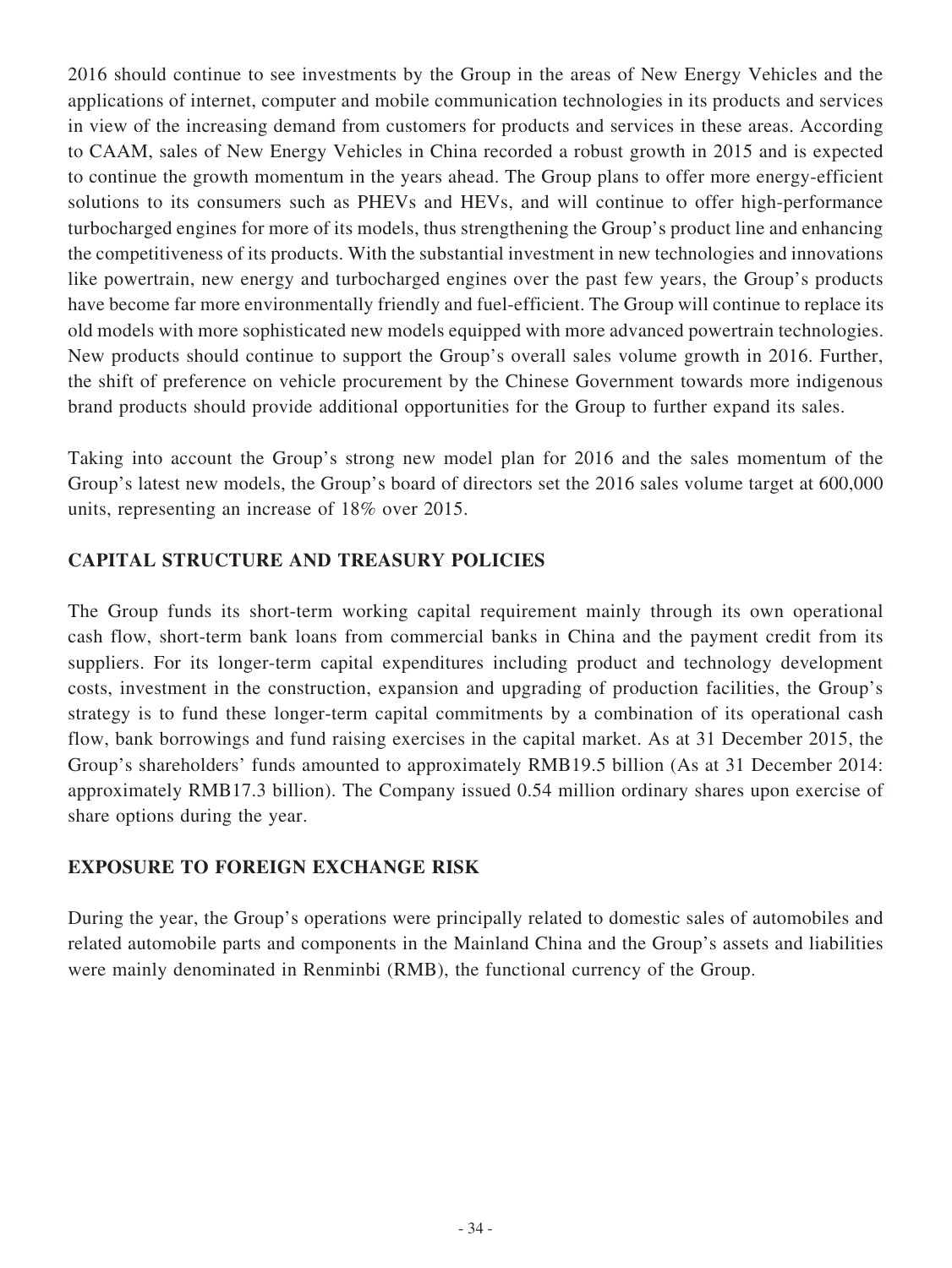2016 should continue to see investments by the Group in the areas of New Energy Vehicles and the applications of internet, computer and mobile communication technologies in its products and services in view of the increasing demand from customers for products and services in these areas. According to CAAM, sales of New Energy Vehicles in China recorded a robust growth in 2015 and is expected to continue the growth momentum in the years ahead. The Group plans to offer more energy-efficient solutions to its consumers such as PHEVs and HEVs, and will continue to offer high-performance turbocharged engines for more of its models, thus strengthening the Group's product line and enhancing the competitiveness of its products. With the substantial investment in new technologies and innovations like powertrain, new energy and turbocharged engines over the past few years, the Group's products have become far more environmentally friendly and fuel-efficient. The Group will continue to replace its old models with more sophisticated new models equipped with more advanced powertrain technologies. New products should continue to support the Group's overall sales volume growth in 2016. Further, the shift of preference on vehicle procurement by the Chinese Government towards more indigenous brand products should provide additional opportunities for the Group to further expand its sales.

Taking into account the Group's strong new model plan for 2016 and the sales momentum of the Group's latest new models, the Group's board of directors set the 2016 sales volume target at 600,000 units, representing an increase of 18% over 2015.

## CAPITAL STRUCTURE AND TREASURY POLICIES

The Group funds its short-term working capital requirement mainly through its own operational cash flow, short-term bank loans from commercial banks in China and the payment credit from its suppliers. For its longer-term capital expenditures including product and technology development costs, investment in the construction, expansion and upgrading of production facilities, the Group's strategy is to fund these longer-term capital commitments by a combination of its operational cash flow, bank borrowings and fund raising exercises in the capital market. As at 31 December 2015, the Group's shareholders' funds amounted to approximately RMB19.5 billion (As at 31 December 2014: approximately RMB17.3 billion). The Company issued 0.54 million ordinary shares upon exercise of share options during the year.

## EXPOSURE TO FOREIGN EXCHANGE RISK

During the year, the Group's operations were principally related to domestic sales of automobiles and related automobile parts and components in the Mainland China and the Group's assets and liabilities were mainly denominated in Renminbi (RMB), the functional currency of the Group.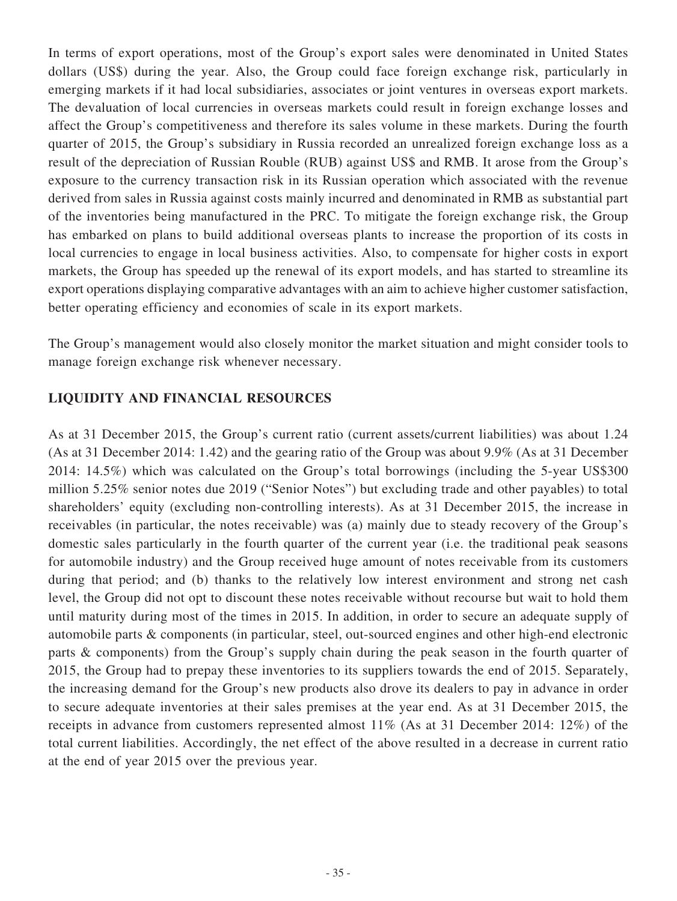In terms of export operations, most of the Group's export sales were denominated in United States dollars (US$) during the year. Also, the Group could face foreign exchange risk, particularly in emerging markets if it had local subsidiaries, associates or joint ventures in overseas export markets. The devaluation of local currencies in overseas markets could result in foreign exchange losses and affect the Group's competitiveness and therefore its sales volume in these markets. During the fourth quarter of 2015, the Group's subsidiary in Russia recorded an unrealized foreign exchange loss as a result of the depreciation of Russian Rouble (RUB) against US$ and RMB. It arose from the Group's exposure to the currency transaction risk in its Russian operation which associated with the revenue derived from sales in Russia against costs mainly incurred and denominated in RMB as substantial part of the inventories being manufactured in the PRC. To mitigate the foreign exchange risk, the Group has embarked on plans to build additional overseas plants to increase the proportion of its costs in local currencies to engage in local business activities. Also, to compensate for higher costs in export markets, the Group has speeded up the renewal of its export models, and has started to streamline its export operations displaying comparative advantages with an aim to achieve higher customer satisfaction, better operating efficiency and economies of scale in its export markets.

The Group's management would also closely monitor the market situation and might consider tools to manage foreign exchange risk whenever necessary.

## LIQUIDITY AND FINANCIAL RESOURCES

As at 31 December 2015, the Group's current ratio (current assets/current liabilities) was about 1.24 (As at 31 December 2014: 1.42) and the gearing ratio of the Group was about 9.9% (As at 31 December 2014: 14.5%) which was calculated on the Group's total borrowings (including the 5-year US$300 million 5.25% senior notes due 2019 ("Senior Notes") but excluding trade and other payables) to total shareholders' equity (excluding non-controlling interests). As at 31 December 2015, the increase in receivables (in particular, the notes receivable) was (a) mainly due to steady recovery of the Group's domestic sales particularly in the fourth quarter of the current year (i.e. the traditional peak seasons for automobile industry) and the Group received huge amount of notes receivable from its customers during that period; and (b) thanks to the relatively low interest environment and strong net cash level, the Group did not opt to discount these notes receivable without recourse but wait to hold them until maturity during most of the times in 2015. In addition, in order to secure an adequate supply of automobile parts & components (in particular, steel, out-sourced engines and other high-end electronic parts & components) from the Group's supply chain during the peak season in the fourth quarter of 2015, the Group had to prepay these inventories to its suppliers towards the end of 2015. Separately, the increasing demand for the Group's new products also drove its dealers to pay in advance in order to secure adequate inventories at their sales premises at the year end. As at 31 December 2015, the receipts in advance from customers represented almost 11% (As at 31 December 2014: 12%) of the total current liabilities. Accordingly, the net effect of the above resulted in a decrease in current ratio at the end of year 2015 over the previous year.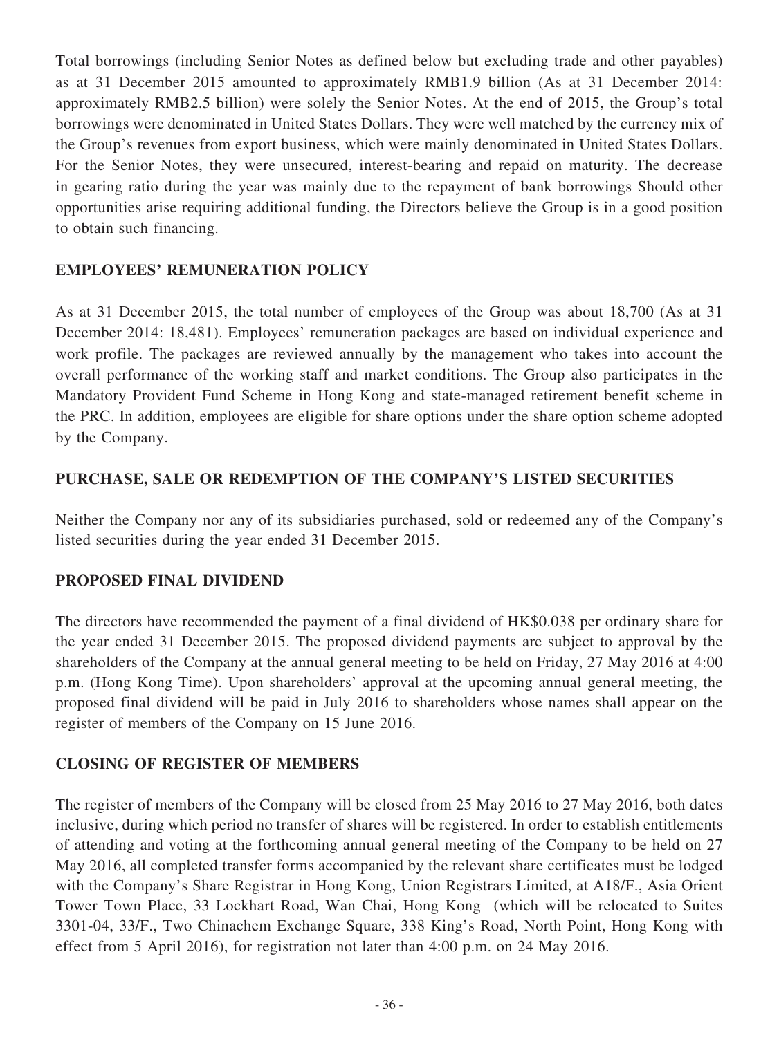Total borrowings (including Senior Notes as defined below but excluding trade and other payables) as at 31 December 2015 amounted to approximately RMB1.9 billion (As at 31 December 2014: approximately RMB2.5 billion) were solely the Senior Notes. At the end of 2015, the Group's total borrowings were denominated in United States Dollars. They were well matched by the currency mix of the Group's revenues from export business, which were mainly denominated in United States Dollars. For the Senior Notes, they were unsecured, interest-bearing and repaid on maturity. The decrease in gearing ratio during the year was mainly due to the repayment of bank borrowings Should other opportunities arise requiring additional funding, the Directors believe the Group is in a good position to obtain such financing.

## EMPLOYEES' REMUNERATION POLICY

As at 31 December 2015, the total number of employees of the Group was about 18,700 (As at 31 December 2014: 18,481). Employees' remuneration packages are based on individual experience and work profile. The packages are reviewed annually by the management who takes into account the overall performance of the working staff and market conditions. The Group also participates in the Mandatory Provident Fund Scheme in Hong Kong and state-managed retirement benefit scheme in the PRC. In addition, employees are eligible for share options under the share option scheme adopted by the Company.

## PURCHASE, SALE OR REDEMPTION OF THE COMPANY'S LISTED SECURITIES

Neither the Company nor any of its subsidiaries purchased, sold or redeemed any of the Company's listed securities during the year ended 31 December 2015.

## PROPOSED FINAL DIVIDEND

The directors have recommended the payment of a final dividend of HK$0.038 per ordinary share for the year ended 31 December 2015. The proposed dividend payments are subject to approval by the shareholders of the Company at the annual general meeting to be held on Friday, 27 May 2016 at 4:00 p.m. (Hong Kong Time). Upon shareholders' approval at the upcoming annual general meeting, the proposed final dividend will be paid in July 2016 to shareholders whose names shall appear on the register of members of the Company on 15 June 2016.

## CLOSING OF REGISTER OF MEMBERS

The register of members of the Company will be closed from 25 May 2016 to 27 May 2016, both dates inclusive, during which period no transfer of shares will be registered. In order to establish entitlements of attending and voting at the forthcoming annual general meeting of the Company to be held on 27 May 2016, all completed transfer forms accompanied by the relevant share certificates must be lodged with the Company's Share Registrar in Hong Kong, Union Registrars Limited, at A18/F., Asia Orient Tower Town Place, 33 Lockhart Road, Wan Chai, Hong Kong (which will be relocated to Suites 3301-04, 33/F., Two Chinachem Exchange Square, 338 King's Road, North Point, Hong Kong with effect from 5 April 2016), for registration not later than 4:00 p.m. on 24 May 2016.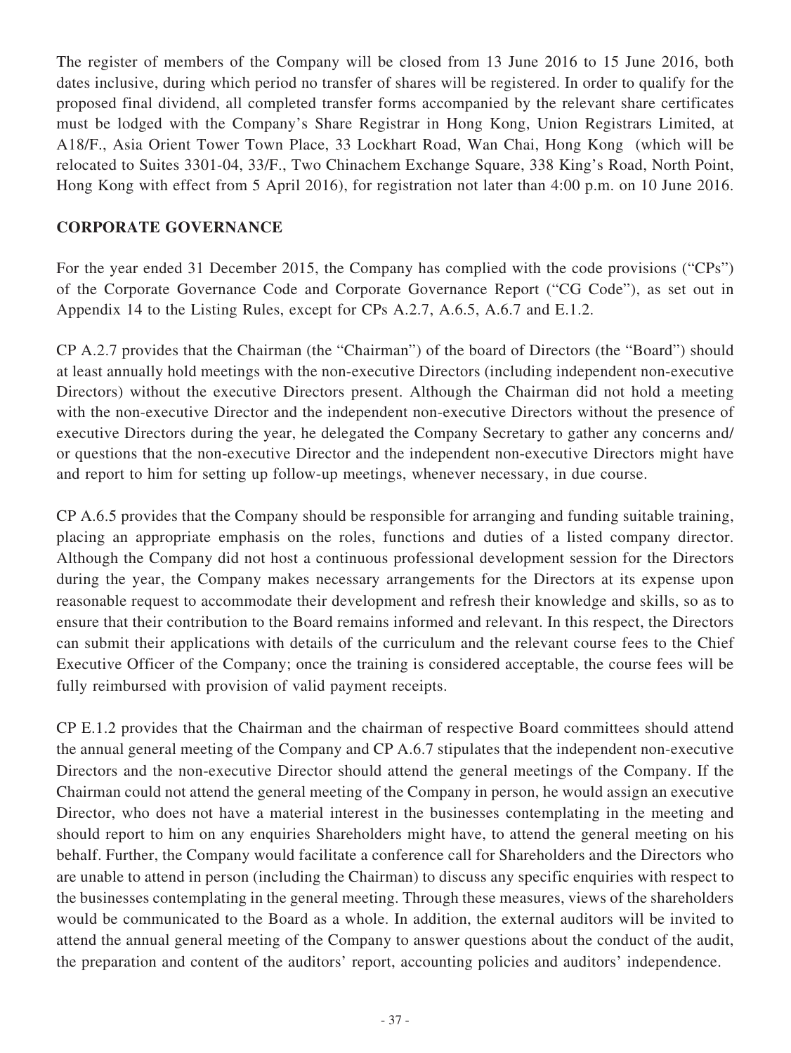The register of members of the Company will be closed from 13 June 2016 to 15 June 2016, both dates inclusive, during which period no transfer of shares will be registered. In order to qualify for the proposed final dividend, all completed transfer forms accompanied by the relevant share certificates must be lodged with the Company's Share Registrar in Hong Kong, Union Registrars Limited, at A18/F., Asia Orient Tower Town Place, 33 Lockhart Road, Wan Chai, Hong Kong (which will be relocated to Suites 3301-04, 33/F., Two Chinachem Exchange Square, 338 King's Road, North Point, Hong Kong with effect from 5 April 2016), for registration not later than 4:00 p.m. on 10 June 2016.

## CORPORATE GOVERNANCE

For the year ended 31 December 2015, the Company has complied with the code provisions ("CPs") of the Corporate Governance Code and Corporate Governance Report ("CG Code"), as set out in Appendix 14 to the Listing Rules, except for CPs A.2.7, A.6.5, A.6.7 and E.1.2.

CP A.2.7 provides that the Chairman (the "Chairman") of the board of Directors (the "Board") should at least annually hold meetings with the non-executive Directors (including independent non-executive Directors) without the executive Directors present. Although the Chairman did not hold a meeting with the non-executive Director and the independent non-executive Directors without the presence of executive Directors during the year, he delegated the Company Secretary to gather any concerns and/ or questions that the non-executive Director and the independent non-executive Directors might have and report to him for setting up follow-up meetings, whenever necessary, in due course.

CP A.6.5 provides that the Company should be responsible for arranging and funding suitable training, placing an appropriate emphasis on the roles, functions and duties of a listed company director. Although the Company did not host a continuous professional development session for the Directors during the year, the Company makes necessary arrangements for the Directors at its expense upon reasonable request to accommodate their development and refresh their knowledge and skills, so as to ensure that their contribution to the Board remains informed and relevant. In this respect, the Directors can submit their applications with details of the curriculum and the relevant course fees to the Chief Executive Officer of the Company; once the training is considered acceptable, the course fees will be fully reimbursed with provision of valid payment receipts.

CP E.1.2 provides that the Chairman and the chairman of respective Board committees should attend the annual general meeting of the Company and CP A.6.7 stipulates that the independent non-executive Directors and the non-executive Director should attend the general meetings of the Company. If the Chairman could not attend the general meeting of the Company in person, he would assign an executive Director, who does not have a material interest in the businesses contemplating in the meeting and should report to him on any enquiries Shareholders might have, to attend the general meeting on his behalf. Further, the Company would facilitate a conference call for Shareholders and the Directors who are unable to attend in person (including the Chairman) to discuss any specific enquiries with respect to the businesses contemplating in the general meeting. Through these measures, views of the shareholders would be communicated to the Board as a whole. In addition, the external auditors will be invited to attend the annual general meeting of the Company to answer questions about the conduct of the audit, the preparation and content of the auditors' report, accounting policies and auditors' independence.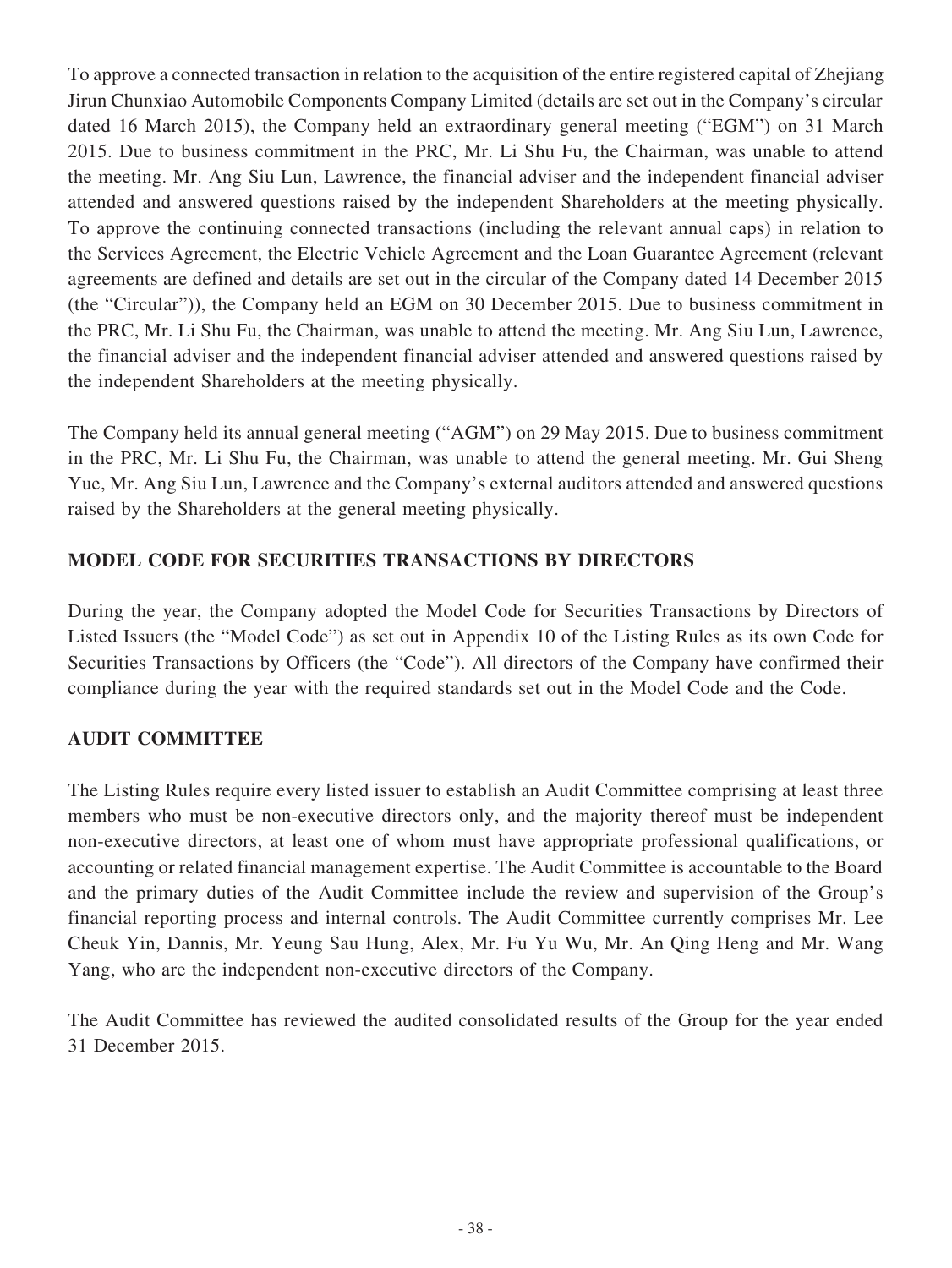To approve a connected transaction in relation to the acquisition of the entire registered capital of Zhejiang Jirun Chunxiao Automobile Components Company Limited (details are set out in the Company's circular dated 16 March 2015), the Company held an extraordinary general meeting ("EGM") on 31 March 2015. Due to business commitment in the PRC, Mr. Li Shu Fu, the Chairman, was unable to attend the meeting. Mr. Ang Siu Lun, Lawrence, the financial adviser and the independent financial adviser attended and answered questions raised by the independent Shareholders at the meeting physically. To approve the continuing connected transactions (including the relevant annual caps) in relation to the Services Agreement, the Electric Vehicle Agreement and the Loan Guarantee Agreement (relevant agreements are defined and details are set out in the circular of the Company dated 14 December 2015 (the "Circular")), the Company held an EGM on 30 December 2015. Due to business commitment in the PRC, Mr. Li Shu Fu, the Chairman, was unable to attend the meeting. Mr. Ang Siu Lun, Lawrence, the financial adviser and the independent financial adviser attended and answered questions raised by the independent Shareholders at the meeting physically.

The Company held its annual general meeting ("AGM") on 29 May 2015. Due to business commitment in the PRC, Mr. Li Shu Fu, the Chairman, was unable to attend the general meeting. Mr. Gui Sheng Yue, Mr. Ang Siu Lun, Lawrence and the Company's external auditors attended and answered questions raised by the Shareholders at the general meeting physically.

## MODEL CODE FOR SECURITIES TRANSACTIONS BY DIRECTORS

During the year, the Company adopted the Model Code for Securities Transactions by Directors of Listed Issuers (the "Model Code") as set out in Appendix 10 of the Listing Rules as its own Code for Securities Transactions by Officers (the "Code"). All directors of the Company have confirmed their compliance during the year with the required standards set out in the Model Code and the Code.

## AUDIT COMMITTEE

The Listing Rules require every listed issuer to establish an Audit Committee comprising at least three members who must be non-executive directors only, and the majority thereof must be independent non-executive directors, at least one of whom must have appropriate professional qualifications, or accounting or related financial management expertise. The Audit Committee is accountable to the Board and the primary duties of the Audit Committee include the review and supervision of the Group's financial reporting process and internal controls. The Audit Committee currently comprises Mr. Lee Cheuk Yin, Dannis, Mr. Yeung Sau Hung, Alex, Mr. Fu Yu Wu, Mr. An Qing Heng and Mr. Wang Yang, who are the independent non-executive directors of the Company.

The Audit Committee has reviewed the audited consolidated results of the Group for the year ended 31 December 2015.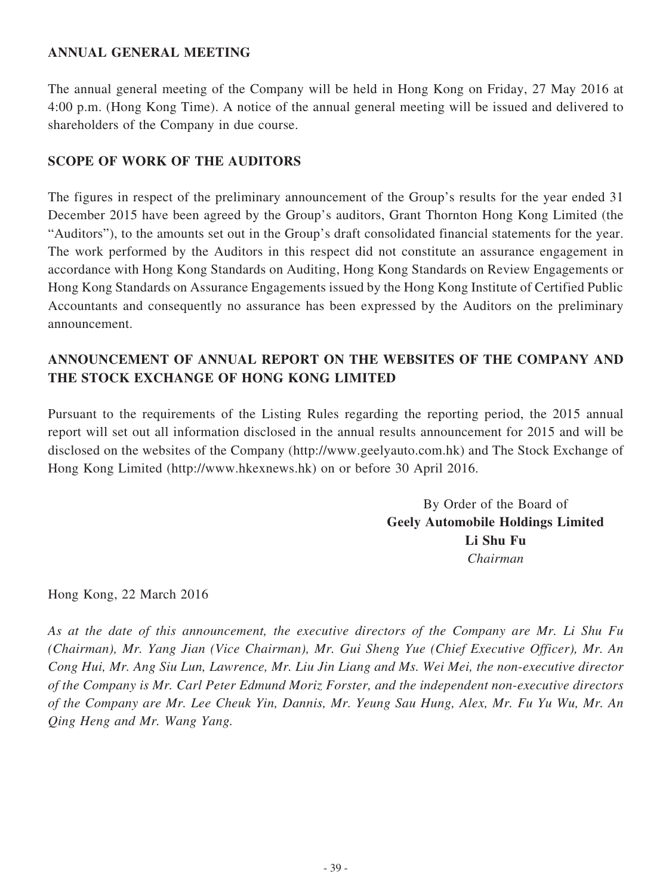## ANNUAL GENERAL MEETING

The annual general meeting of the Company will be held in Hong Kong on Friday, 27 May 2016 at 4:00 p.m. (Hong Kong Time). A notice of the annual general meeting will be issued and delivered to shareholders of the Company in due course.

## SCOPE OF WORK OF THE AUDITORS

The figures in respect of the preliminary announcement of the Group's results for the year ended 31 December 2015 have been agreed by the Group's auditors, Grant Thornton Hong Kong Limited (the "Auditors"), to the amounts set out in the Group's draft consolidated financial statements for the year. The work performed by the Auditors in this respect did not constitute an assurance engagement in accordance with Hong Kong Standards on Auditing, Hong Kong Standards on Review Engagements or Hong Kong Standards on Assurance Engagements issued by the Hong Kong Institute of Certified Public Accountants and consequently no assurance has been expressed by the Auditors on the preliminary announcement.

## ANNOUNCEMENT OF ANNUAL REPORT ON THE WEBSITES OF THE COMPANY AND THE STOCK EXCHANGE OF HONG KONG LIMITED

Pursuant to the requirements of the Listing Rules regarding the reporting period, the 2015 annual report will set out all information disclosed in the annual results announcement for 2015 and will be disclosed on the websites of the Company (http://www.geelyauto.com.hk) and The Stock Exchange of Hong Kong Limited (http://www.hkexnews.hk) on or before 30 April 2016.

By Order of the Board of
**Geely Automobile Holdings Limited**
**Li Shu Fu**
*Chairman*

Hong Kong, 22 March 2016

*As at the date of this announcement, the executive directors of the Company are Mr. Li Shu Fu (Chairman), Mr. Yang Jian (Vice Chairman), Mr. Gui Sheng Yue (Chief Executive Officer), Mr. An Cong Hui, Mr. Ang Siu Lun, Lawrence, Mr. Liu Jin Liang and Ms. Wei Mei, the non-executive director of the Company is Mr. Carl Peter Edmund Moriz Forster, and the independent non-executive directors of the Company are Mr. Lee Cheuk Yin, Dannis, Mr. Yeung Sau Hung, Alex, Mr. Fu Yu Wu, Mr. An Qing Heng and Mr. Wang Yang.*